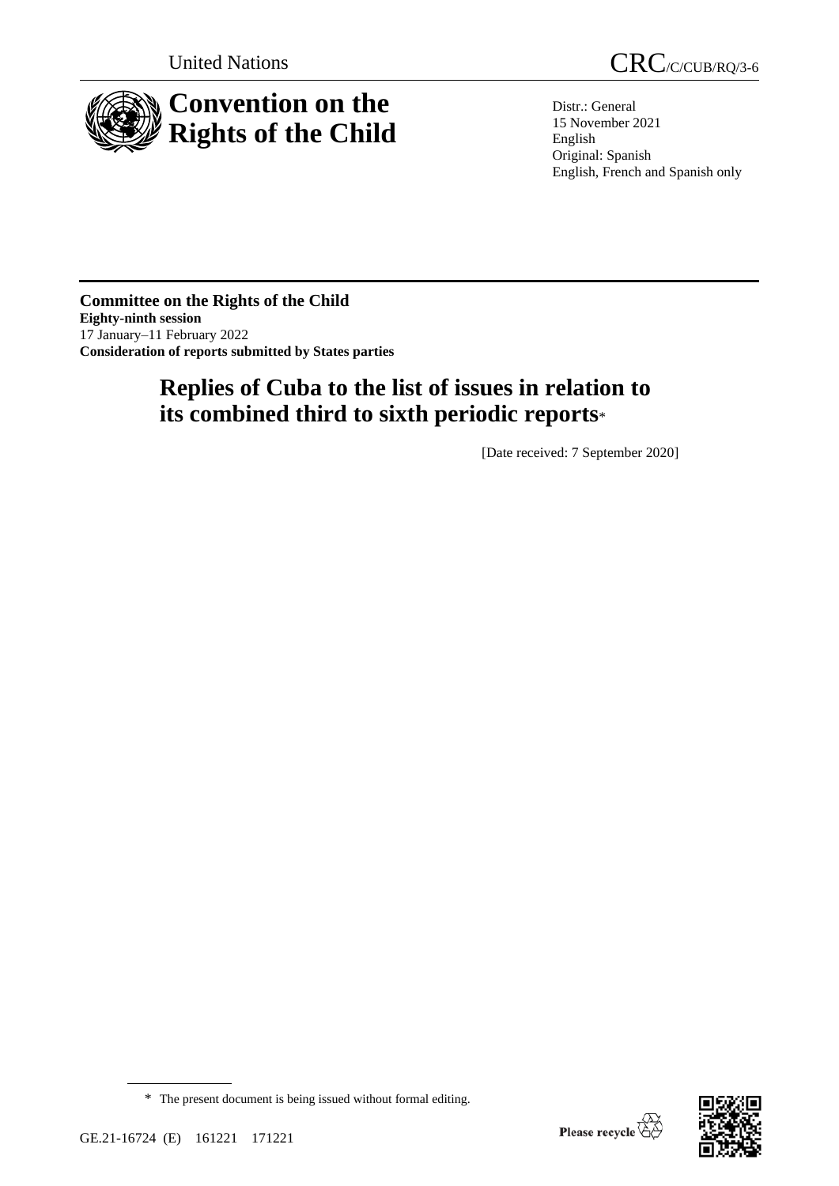United Nations

CRC/C/CUB/RQ/3-6

# Convention on the Rights of the Child

Distr.: General
15 November 2021
English
Original: Spanish
English, French and Spanish only

**Committee on the Rights of the Child**
**Eighty-ninth session**
17 January–11 February 2022
**Consideration of reports submitted by States parties**

## Replies of Cuba to the list of issues in relation to its combined third to sixth periodic reports*

[Date received: 7 September 2020]

\* The present document is being issued without formal editing.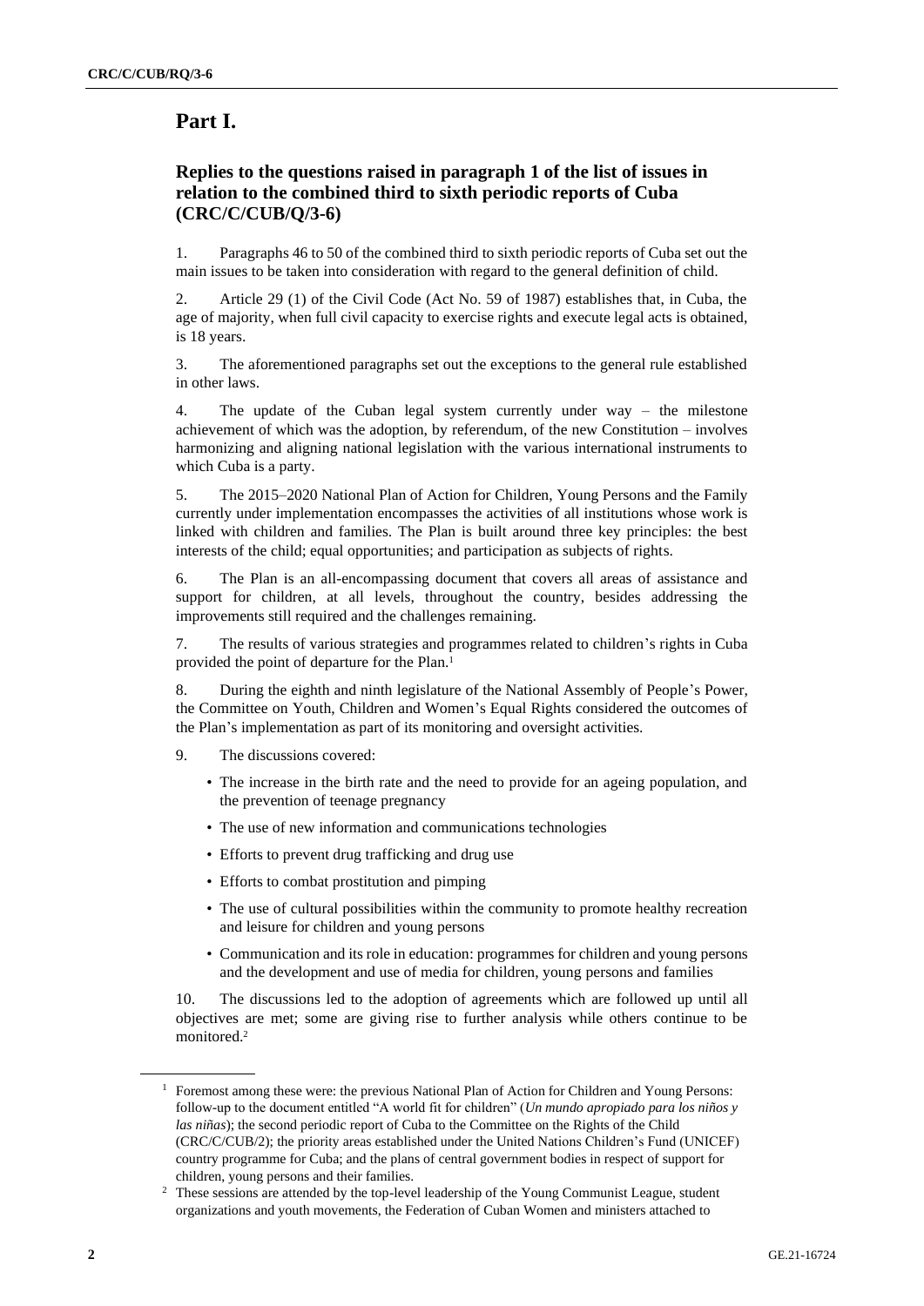# Part I.

## Replies to the questions raised in paragraph 1 of the list of issues in relation to the combined third to sixth periodic reports of Cuba (CRC/C/CUB/Q/3-6)

1. Paragraphs 46 to 50 of the combined third to sixth periodic reports of Cuba set out the main issues to be taken into consideration with regard to the general definition of child.

2. Article 29 (1) of the Civil Code (Act No. 59 of 1987) establishes that, in Cuba, the age of majority, when full civil capacity to exercise rights and execute legal acts is obtained, is 18 years.

3. The aforementioned paragraphs set out the exceptions to the general rule established in other laws.

4. The update of the Cuban legal system currently under way – the milestone achievement of which was the adoption, by referendum, of the new Constitution – involves harmonizing and aligning national legislation with the various international instruments to which Cuba is a party.

5. The 2015–2020 National Plan of Action for Children, Young Persons and the Family currently under implementation encompasses the activities of all institutions whose work is linked with children and families. The Plan is built around three key principles: the best interests of the child; equal opportunities; and participation as subjects of rights.

6. The Plan is an all-encompassing document that covers all areas of assistance and support for children, at all levels, throughout the country, besides addressing the improvements still required and the challenges remaining.

7. The results of various strategies and programmes related to children's rights in Cuba provided the point of departure for the Plan.[1]

8. During the eighth and ninth legislature of the National Assembly of People's Power, the Committee on Youth, Children and Women's Equal Rights considered the outcomes of the Plan's implementation as part of its monitoring and oversight activities.

9. The discussions covered:

- The increase in the birth rate and the need to provide for an ageing population, and the prevention of teenage pregnancy
- The use of new information and communications technologies
- Efforts to prevent drug trafficking and drug use
- Efforts to combat prostitution and pimping
- The use of cultural possibilities within the community to promote healthy recreation and leisure for children and young persons
- Communication and its role in education: programmes for children and young persons and the development and use of media for children, young persons and families

10. The discussions led to the adoption of agreements which are followed up until all objectives are met; some are giving rise to further analysis while others continue to be monitored.[2]

---

[1] Foremost among these were: the previous National Plan of Action for Children and Young Persons: follow-up to the document entitled "A world fit for children" (*Un mundo apropiado para los niños y las niñas*); the second periodic report of Cuba to the Committee on the Rights of the Child (CRC/C/CUB/2); the priority areas established under the United Nations Children's Fund (UNICEF) country programme for Cuba; and the plans of central government bodies in respect of support for children, young persons and their families.

[2] These sessions are attended by the top-level leadership of the Young Communist League, student organizations and youth movements, the Federation of Cuban Women and ministers attached to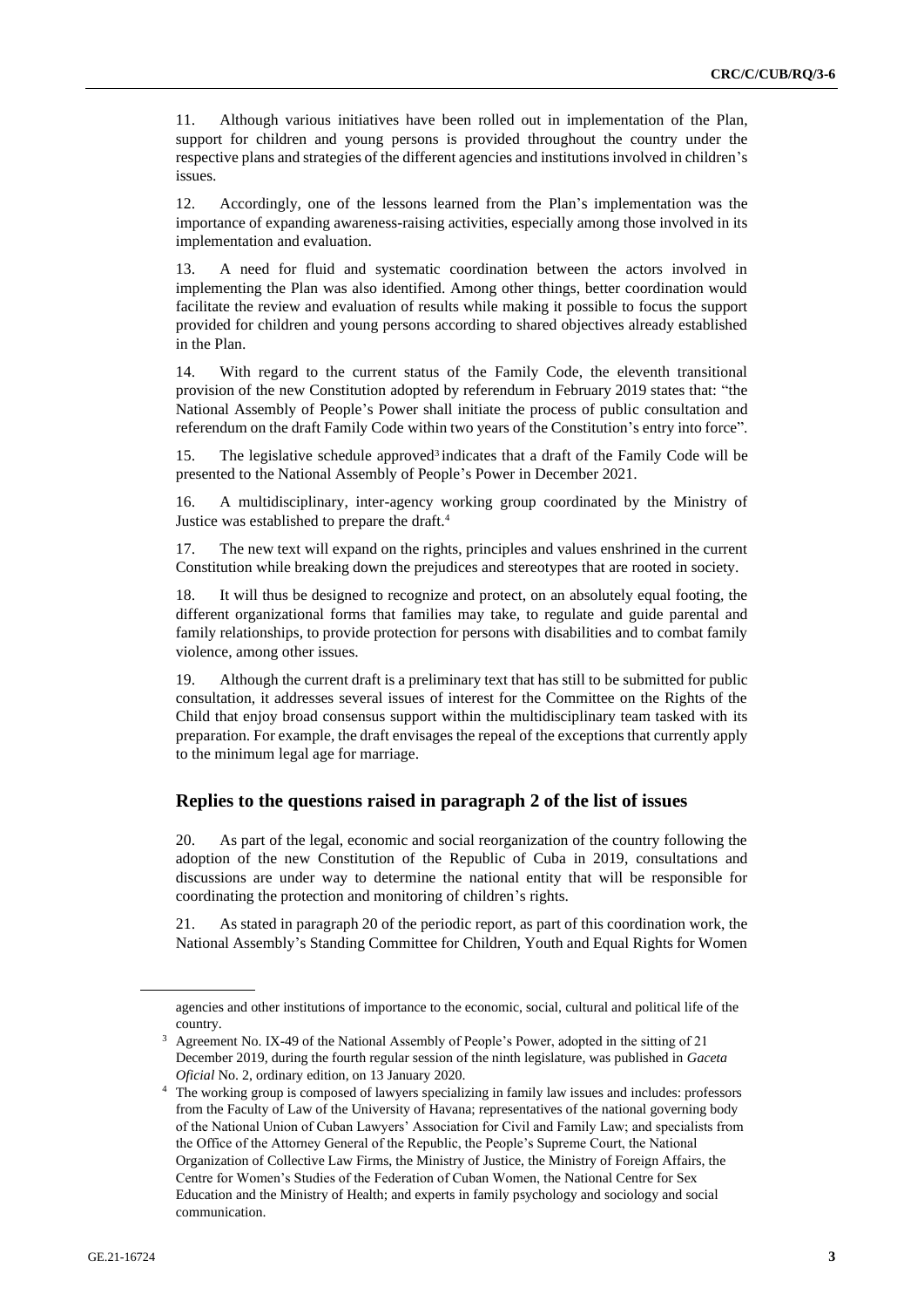11. Although various initiatives have been rolled out in implementation of the Plan, support for children and young persons is provided throughout the country under the respective plans and strategies of the different agencies and institutions involved in children's issues.

12. Accordingly, one of the lessons learned from the Plan's implementation was the importance of expanding awareness-raising activities, especially among those involved in its implementation and evaluation.

13. A need for fluid and systematic coordination between the actors involved in implementing the Plan was also identified. Among other things, better coordination would facilitate the review and evaluation of results while making it possible to focus the support provided for children and young persons according to shared objectives already established in the Plan.

14. With regard to the current status of the Family Code, the eleventh transitional provision of the new Constitution adopted by referendum in February 2019 states that: "the National Assembly of People's Power shall initiate the process of public consultation and referendum on the draft Family Code within two years of the Constitution's entry into force".

15. The legislative schedule approved[3] indicates that a draft of the Family Code will be presented to the National Assembly of People's Power in December 2021.

16. A multidisciplinary, inter-agency working group coordinated by the Ministry of Justice was established to prepare the draft.[4]

17. The new text will expand on the rights, principles and values enshrined in the current Constitution while breaking down the prejudices and stereotypes that are rooted in society.

18. It will thus be designed to recognize and protect, on an absolutely equal footing, the different organizational forms that families may take, to regulate and guide parental and family relationships, to provide protection for persons with disabilities and to combat family violence, among other issues.

19. Although the current draft is a preliminary text that has still to be submitted for public consultation, it addresses several issues of interest for the Committee on the Rights of the Child that enjoy broad consensus support within the multidisciplinary team tasked with its preparation. For example, the draft envisages the repeal of the exceptions that currently apply to the minimum legal age for marriage.

## Replies to the questions raised in paragraph 2 of the list of issues

20. As part of the legal, economic and social reorganization of the country following the adoption of the new Constitution of the Republic of Cuba in 2019, consultations and discussions are under way to determine the national entity that will be responsible for coordinating the protection and monitoring of children's rights.

21. As stated in paragraph 20 of the periodic report, as part of this coordination work, the National Assembly's Standing Committee for Children, Youth and Equal Rights for Women

---

agencies and other institutions of importance to the economic, social, cultural and political life of the country.

[3] Agreement No. IX-49 of the National Assembly of People's Power, adopted in the sitting of 21 December 2019, during the fourth regular session of the ninth legislature, was published in *Gaceta Oficial* No. 2, ordinary edition, on 13 January 2020.

[4] The working group is composed of lawyers specializing in family law issues and includes: professors from the Faculty of Law of the University of Havana; representatives of the national governing body of the National Union of Cuban Lawyers' Association for Civil and Family Law; and specialists from the Office of the Attorney General of the Republic, the People's Supreme Court, the National Organization of Collective Law Firms, the Ministry of Justice, the Ministry of Foreign Affairs, the Centre for Women's Studies of the Federation of Cuban Women, the National Centre for Sex Education and the Ministry of Health; and experts in family psychology and sociology and social communication.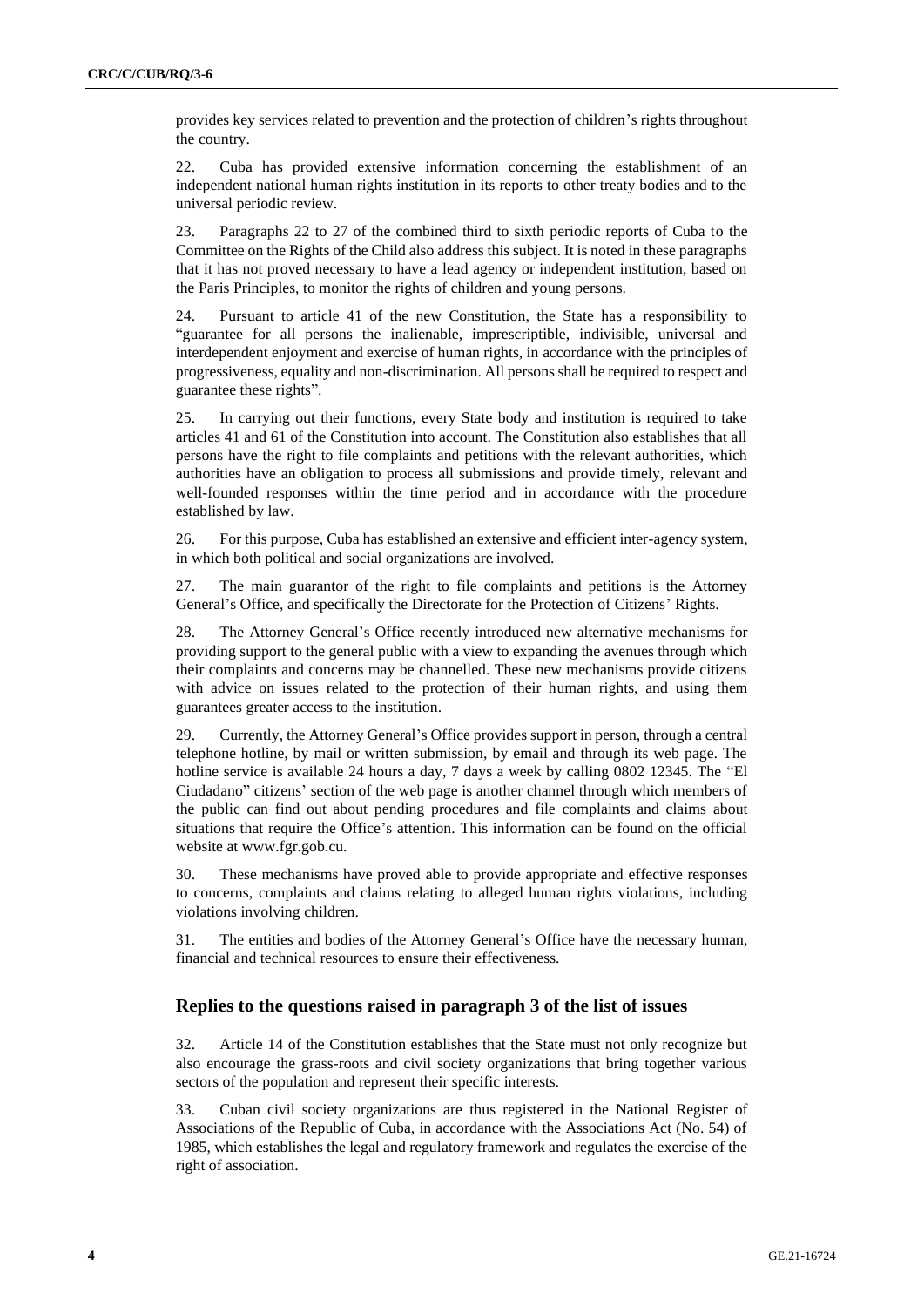provides key services related to prevention and the protection of children's rights throughout the country.

22. Cuba has provided extensive information concerning the establishment of an independent national human rights institution in its reports to other treaty bodies and to the universal periodic review.

23. Paragraphs 22 to 27 of the combined third to sixth periodic reports of Cuba to the Committee on the Rights of the Child also address this subject. It is noted in these paragraphs that it has not proved necessary to have a lead agency or independent institution, based on the Paris Principles, to monitor the rights of children and young persons.

24. Pursuant to article 41 of the new Constitution, the State has a responsibility to "guarantee for all persons the inalienable, imprescriptible, indivisible, universal and interdependent enjoyment and exercise of human rights, in accordance with the principles of progressiveness, equality and non-discrimination. All persons shall be required to respect and guarantee these rights".

25. In carrying out their functions, every State body and institution is required to take articles 41 and 61 of the Constitution into account. The Constitution also establishes that all persons have the right to file complaints and petitions with the relevant authorities, which authorities have an obligation to process all submissions and provide timely, relevant and well-founded responses within the time period and in accordance with the procedure established by law.

26. For this purpose, Cuba has established an extensive and efficient inter-agency system, in which both political and social organizations are involved.

27. The main guarantor of the right to file complaints and petitions is the Attorney General's Office, and specifically the Directorate for the Protection of Citizens' Rights.

28. The Attorney General's Office recently introduced new alternative mechanisms for providing support to the general public with a view to expanding the avenues through which their complaints and concerns may be channelled. These new mechanisms provide citizens with advice on issues related to the protection of their human rights, and using them guarantees greater access to the institution.

29. Currently, the Attorney General's Office provides support in person, through a central telephone hotline, by mail or written submission, by email and through its web page. The hotline service is available 24 hours a day, 7 days a week by calling 0802 12345. The "El Ciudadano" citizens' section of the web page is another channel through which members of the public can find out about pending procedures and file complaints and claims about situations that require the Office's attention. This information can be found on the official website at www.fgr.gob.cu.

30. These mechanisms have proved able to provide appropriate and effective responses to concerns, complaints and claims relating to alleged human rights violations, including violations involving children.

31. The entities and bodies of the Attorney General's Office have the necessary human, financial and technical resources to ensure their effectiveness.

## Replies to the questions raised in paragraph 3 of the list of issues

32. Article 14 of the Constitution establishes that the State must not only recognize but also encourage the grass-roots and civil society organizations that bring together various sectors of the population and represent their specific interests.

33. Cuban civil society organizations are thus registered in the National Register of Associations of the Republic of Cuba, in accordance with the Associations Act (No. 54) of 1985, which establishes the legal and regulatory framework and regulates the exercise of the right of association.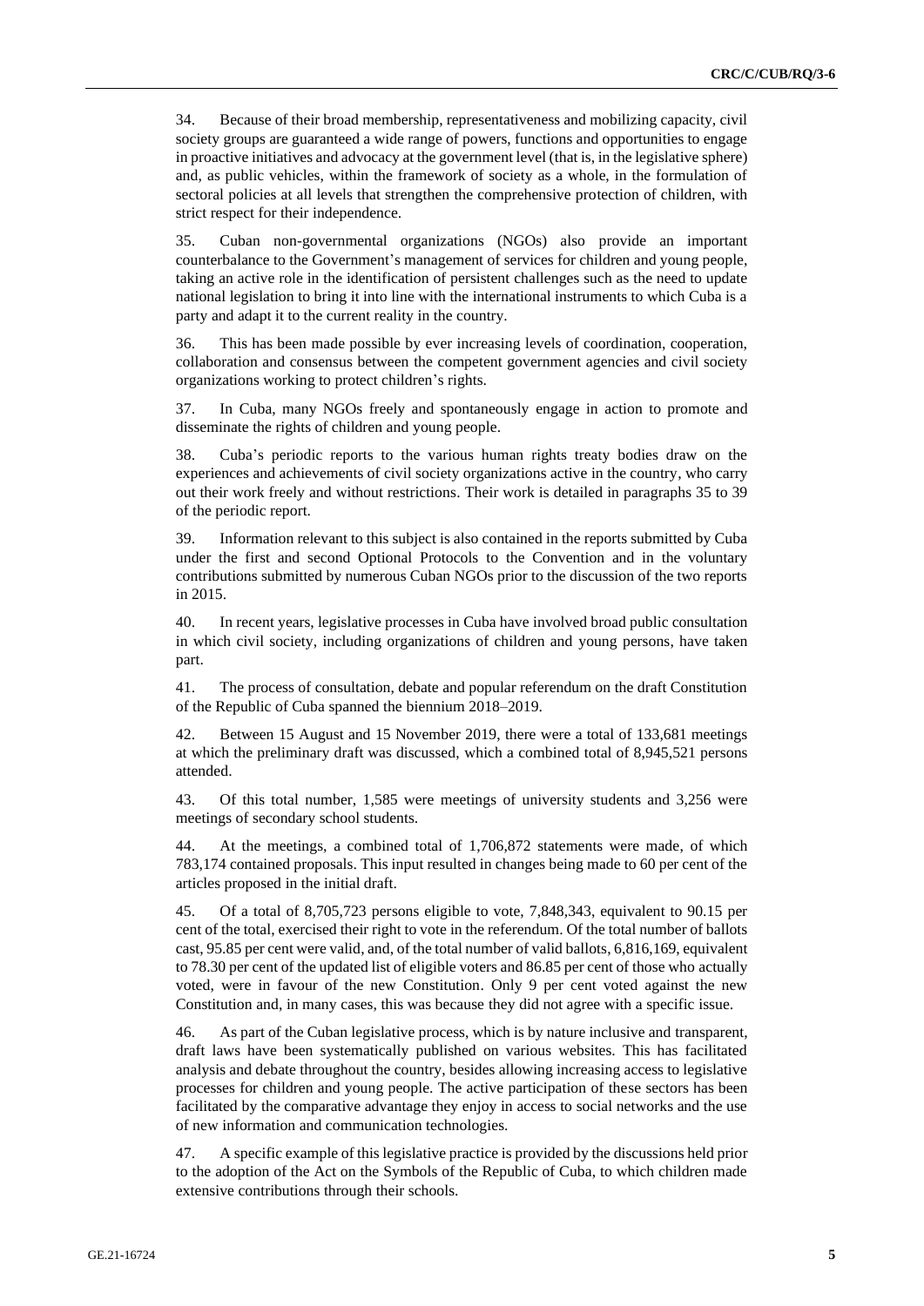34. Because of their broad membership, representativeness and mobilizing capacity, civil society groups are guaranteed a wide range of powers, functions and opportunities to engage in proactive initiatives and advocacy at the government level (that is, in the legislative sphere) and, as public vehicles, within the framework of society as a whole, in the formulation of sectoral policies at all levels that strengthen the comprehensive protection of children, with strict respect for their independence.

35. Cuban non-governmental organizations (NGOs) also provide an important counterbalance to the Government's management of services for children and young people, taking an active role in the identification of persistent challenges such as the need to update national legislation to bring it into line with the international instruments to which Cuba is a party and adapt it to the current reality in the country.

36. This has been made possible by ever increasing levels of coordination, cooperation, collaboration and consensus between the competent government agencies and civil society organizations working to protect children's rights.

37. In Cuba, many NGOs freely and spontaneously engage in action to promote and disseminate the rights of children and young people.

38. Cuba's periodic reports to the various human rights treaty bodies draw on the experiences and achievements of civil society organizations active in the country, who carry out their work freely and without restrictions. Their work is detailed in paragraphs 35 to 39 of the periodic report.

39. Information relevant to this subject is also contained in the reports submitted by Cuba under the first and second Optional Protocols to the Convention and in the voluntary contributions submitted by numerous Cuban NGOs prior to the discussion of the two reports in 2015.

40. In recent years, legislative processes in Cuba have involved broad public consultation in which civil society, including organizations of children and young persons, have taken part.

41. The process of consultation, debate and popular referendum on the draft Constitution of the Republic of Cuba spanned the biennium 2018–2019.

42. Between 15 August and 15 November 2019, there were a total of 133,681 meetings at which the preliminary draft was discussed, which a combined total of 8,945,521 persons attended.

43. Of this total number, 1,585 were meetings of university students and 3,256 were meetings of secondary school students.

44. At the meetings, a combined total of 1,706,872 statements were made, of which 783,174 contained proposals. This input resulted in changes being made to 60 per cent of the articles proposed in the initial draft.

45. Of a total of 8,705,723 persons eligible to vote, 7,848,343, equivalent to 90.15 per cent of the total, exercised their right to vote in the referendum. Of the total number of ballots cast, 95.85 per cent were valid, and, of the total number of valid ballots, 6,816,169, equivalent to 78.30 per cent of the updated list of eligible voters and 86.85 per cent of those who actually voted, were in favour of the new Constitution. Only 9 per cent voted against the new Constitution and, in many cases, this was because they did not agree with a specific issue.

46. As part of the Cuban legislative process, which is by nature inclusive and transparent, draft laws have been systematically published on various websites. This has facilitated analysis and debate throughout the country, besides allowing increasing access to legislative processes for children and young people. The active participation of these sectors has been facilitated by the comparative advantage they enjoy in access to social networks and the use of new information and communication technologies.

47. A specific example of this legislative practice is provided by the discussions held prior to the adoption of the Act on the Symbols of the Republic of Cuba, to which children made extensive contributions through their schools.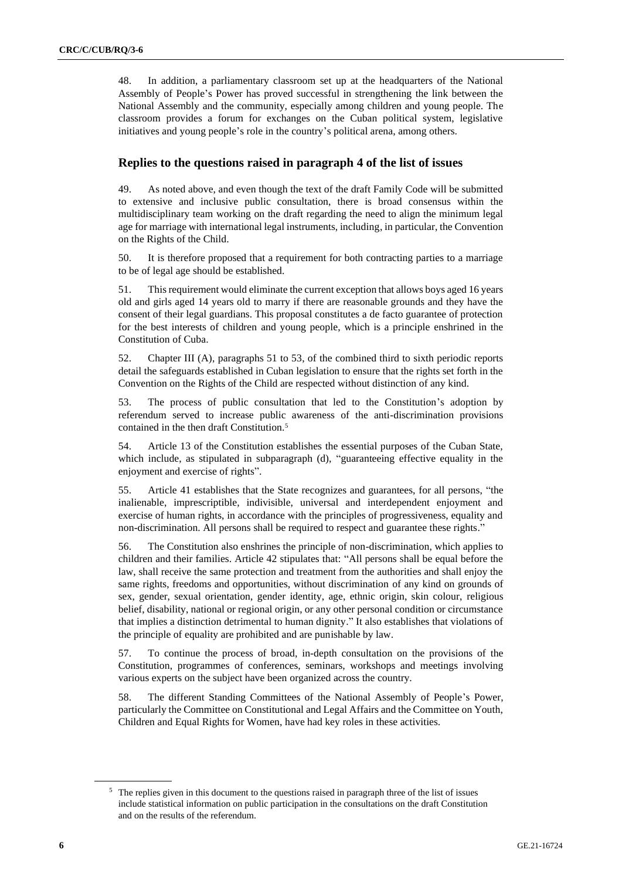48. In addition, a parliamentary classroom set up at the headquarters of the National Assembly of People's Power has proved successful in strengthening the link between the National Assembly and the community, especially among children and young people. The classroom provides a forum for exchanges on the Cuban political system, legislative initiatives and young people's role in the country's political arena, among others.

## Replies to the questions raised in paragraph 4 of the list of issues

49. As noted above, and even though the text of the draft Family Code will be submitted to extensive and inclusive public consultation, there is broad consensus within the multidisciplinary team working on the draft regarding the need to align the minimum legal age for marriage with international legal instruments, including, in particular, the Convention on the Rights of the Child.

50. It is therefore proposed that a requirement for both contracting parties to a marriage to be of legal age should be established.

51. This requirement would eliminate the current exception that allows boys aged 16 years old and girls aged 14 years old to marry if there are reasonable grounds and they have the consent of their legal guardians. This proposal constitutes a de facto guarantee of protection for the best interests of children and young people, which is a principle enshrined in the Constitution of Cuba.

52. Chapter III (A), paragraphs 51 to 53, of the combined third to sixth periodic reports detail the safeguards established in Cuban legislation to ensure that the rights set forth in the Convention on the Rights of the Child are respected without distinction of any kind.

53. The process of public consultation that led to the Constitution's adoption by referendum served to increase public awareness of the anti-discrimination provisions contained in the then draft Constitution.[5]

54. Article 13 of the Constitution establishes the essential purposes of the Cuban State, which include, as stipulated in subparagraph (d), "guaranteeing effective equality in the enjoyment and exercise of rights".

55. Article 41 establishes that the State recognizes and guarantees, for all persons, "the inalienable, imprescriptible, indivisible, universal and interdependent enjoyment and exercise of human rights, in accordance with the principles of progressiveness, equality and non-discrimination. All persons shall be required to respect and guarantee these rights."

56. The Constitution also enshrines the principle of non-discrimination, which applies to children and their families. Article 42 stipulates that: "All persons shall be equal before the law, shall receive the same protection and treatment from the authorities and shall enjoy the same rights, freedoms and opportunities, without discrimination of any kind on grounds of sex, gender, sexual orientation, gender identity, age, ethnic origin, skin colour, religious belief, disability, national or regional origin, or any other personal condition or circumstance that implies a distinction detrimental to human dignity." It also establishes that violations of the principle of equality are prohibited and are punishable by law.

57. To continue the process of broad, in-depth consultation on the provisions of the Constitution, programmes of conferences, seminars, workshops and meetings involving various experts on the subject have been organized across the country.

58. The different Standing Committees of the National Assembly of People's Power, particularly the Committee on Constitutional and Legal Affairs and the Committee on Youth, Children and Equal Rights for Women, have had key roles in these activities.

[5] The replies given in this document to the questions raised in paragraph three of the list of issues include statistical information on public participation in the consultations on the draft Constitution and on the results of the referendum.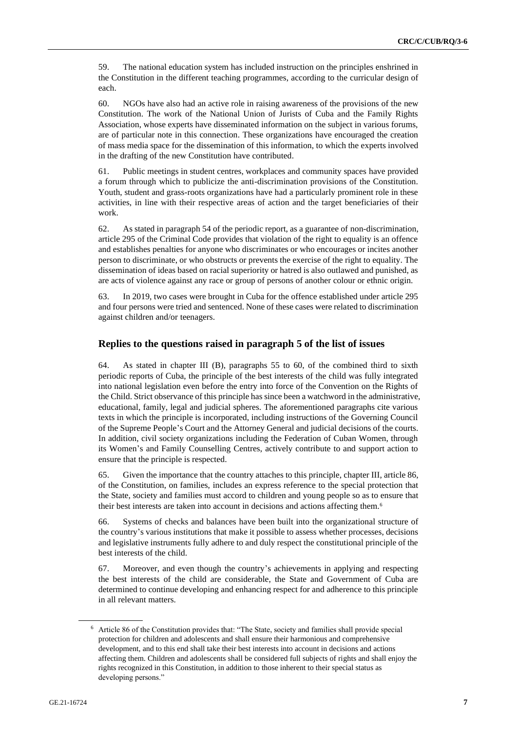59. The national education system has included instruction on the principles enshrined in the Constitution in the different teaching programmes, according to the curricular design of each.

60. NGOs have also had an active role in raising awareness of the provisions of the new Constitution. The work of the National Union of Jurists of Cuba and the Family Rights Association, whose experts have disseminated information on the subject in various forums, are of particular note in this connection. These organizations have encouraged the creation of mass media space for the dissemination of this information, to which the experts involved in the drafting of the new Constitution have contributed.

61. Public meetings in student centres, workplaces and community spaces have provided a forum through which to publicize the anti-discrimination provisions of the Constitution. Youth, student and grass-roots organizations have had a particularly prominent role in these activities, in line with their respective areas of action and the target beneficiaries of their work.

62. As stated in paragraph 54 of the periodic report, as a guarantee of non-discrimination, article 295 of the Criminal Code provides that violation of the right to equality is an offence and establishes penalties for anyone who discriminates or who encourages or incites another person to discriminate, or who obstructs or prevents the exercise of the right to equality. The dissemination of ideas based on racial superiority or hatred is also outlawed and punished, as are acts of violence against any race or group of persons of another colour or ethnic origin.

63. In 2019, two cases were brought in Cuba for the offence established under article 295 and four persons were tried and sentenced. None of these cases were related to discrimination against children and/or teenagers.

## Replies to the questions raised in paragraph 5 of the list of issues

64. As stated in chapter III (B), paragraphs 55 to 60, of the combined third to sixth periodic reports of Cuba, the principle of the best interests of the child was fully integrated into national legislation even before the entry into force of the Convention on the Rights of the Child. Strict observance of this principle has since been a watchword in the administrative, educational, family, legal and judicial spheres. The aforementioned paragraphs cite various texts in which the principle is incorporated, including instructions of the Governing Council of the Supreme People's Court and the Attorney General and judicial decisions of the courts. In addition, civil society organizations including the Federation of Cuban Women, through its Women's and Family Counselling Centres, actively contribute to and support action to ensure that the principle is respected.

65. Given the importance that the country attaches to this principle, chapter III, article 86, of the Constitution, on families, includes an express reference to the special protection that the State, society and families must accord to children and young people so as to ensure that their best interests are taken into account in decisions and actions affecting them.[6]

66. Systems of checks and balances have been built into the organizational structure of the country's various institutions that make it possible to assess whether processes, decisions and legislative instruments fully adhere to and duly respect the constitutional principle of the best interests of the child.

67. Moreover, and even though the country's achievements in applying and respecting the best interests of the child are considerable, the State and Government of Cuba are determined to continue developing and enhancing respect for and adherence to this principle in all relevant matters.

[6] Article 86 of the Constitution provides that: "The State, society and families shall provide special protection for children and adolescents and shall ensure their harmonious and comprehensive development, and to this end shall take their best interests into account in decisions and actions affecting them. Children and adolescents shall be considered full subjects of rights and shall enjoy the rights recognized in this Constitution, in addition to those inherent to their special status as developing persons."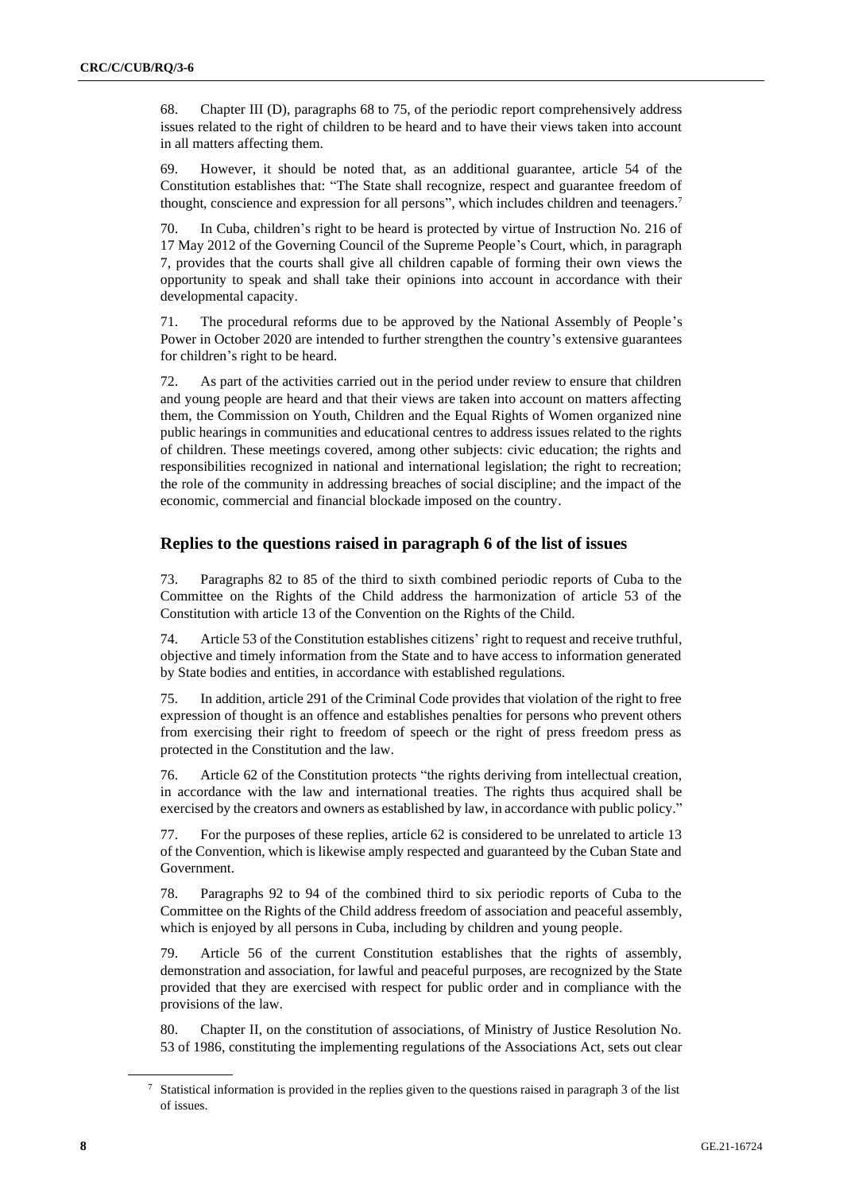68. Chapter III (D), paragraphs 68 to 75, of the periodic report comprehensively address issues related to the right of children to be heard and to have their views taken into account in all matters affecting them.

69. However, it should be noted that, as an additional guarantee, article 54 of the Constitution establishes that: "The State shall recognize, respect and guarantee freedom of thought, conscience and expression for all persons", which includes children and teenagers.[7]

70. In Cuba, children's right to be heard is protected by virtue of Instruction No. 216 of 17 May 2012 of the Governing Council of the Supreme People's Court, which, in paragraph 7, provides that the courts shall give all children capable of forming their own views the opportunity to speak and shall take their opinions into account in accordance with their developmental capacity.

71. The procedural reforms due to be approved by the National Assembly of People's Power in October 2020 are intended to further strengthen the country's extensive guarantees for children's right to be heard.

72. As part of the activities carried out in the period under review to ensure that children and young people are heard and that their views are taken into account on matters affecting them, the Commission on Youth, Children and the Equal Rights of Women organized nine public hearings in communities and educational centres to address issues related to the rights of children. These meetings covered, among other subjects: civic education; the rights and responsibilities recognized in national and international legislation; the right to recreation; the role of the community in addressing breaches of social discipline; and the impact of the economic, commercial and financial blockade imposed on the country.

## Replies to the questions raised in paragraph 6 of the list of issues

73. Paragraphs 82 to 85 of the third to sixth combined periodic reports of Cuba to the Committee on the Rights of the Child address the harmonization of article 53 of the Constitution with article 13 of the Convention on the Rights of the Child.

74. Article 53 of the Constitution establishes citizens' right to request and receive truthful, objective and timely information from the State and to have access to information generated by State bodies and entities, in accordance with established regulations.

75. In addition, article 291 of the Criminal Code provides that violation of the right to free expression of thought is an offence and establishes penalties for persons who prevent others from exercising their right to freedom of speech or the right of press freedom press as protected in the Constitution and the law.

76. Article 62 of the Constitution protects "the rights deriving from intellectual creation, in accordance with the law and international treaties. The rights thus acquired shall be exercised by the creators and owners as established by law, in accordance with public policy."

77. For the purposes of these replies, article 62 is considered to be unrelated to article 13 of the Convention, which is likewise amply respected and guaranteed by the Cuban State and Government.

78. Paragraphs 92 to 94 of the combined third to six periodic reports of Cuba to the Committee on the Rights of the Child address freedom of association and peaceful assembly, which is enjoyed by all persons in Cuba, including by children and young people.

79. Article 56 of the current Constitution establishes that the rights of assembly, demonstration and association, for lawful and peaceful purposes, are recognized by the State provided that they are exercised with respect for public order and in compliance with the provisions of the law.

80. Chapter II, on the constitution of associations, of Ministry of Justice Resolution No. 53 of 1986, constituting the implementing regulations of the Associations Act, sets out clear

[7] Statistical information is provided in the replies given to the questions raised in paragraph 3 of the list of issues.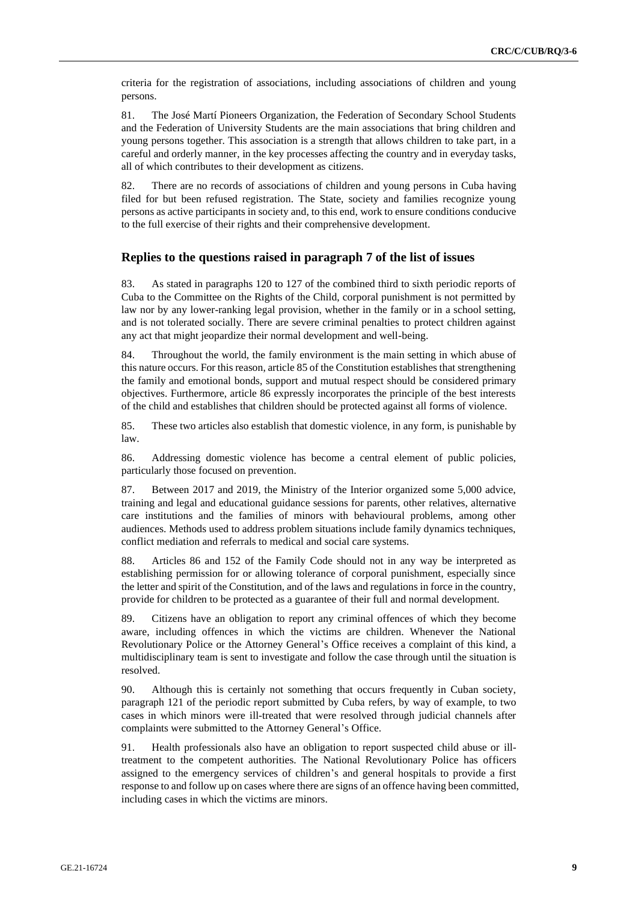criteria for the registration of associations, including associations of children and young persons.

81. The José Martí Pioneers Organization, the Federation of Secondary School Students and the Federation of University Students are the main associations that bring children and young persons together. This association is a strength that allows children to take part, in a careful and orderly manner, in the key processes affecting the country and in everyday tasks, all of which contributes to their development as citizens.

82. There are no records of associations of children and young persons in Cuba having filed for but been refused registration. The State, society and families recognize young persons as active participants in society and, to this end, work to ensure conditions conducive to the full exercise of their rights and their comprehensive development.

## Replies to the questions raised in paragraph 7 of the list of issues

83. As stated in paragraphs 120 to 127 of the combined third to sixth periodic reports of Cuba to the Committee on the Rights of the Child, corporal punishment is not permitted by law nor by any lower-ranking legal provision, whether in the family or in a school setting, and is not tolerated socially. There are severe criminal penalties to protect children against any act that might jeopardize their normal development and well-being.

84. Throughout the world, the family environment is the main setting in which abuse of this nature occurs. For this reason, article 85 of the Constitution establishes that strengthening the family and emotional bonds, support and mutual respect should be considered primary objectives. Furthermore, article 86 expressly incorporates the principle of the best interests of the child and establishes that children should be protected against all forms of violence.

85. These two articles also establish that domestic violence, in any form, is punishable by law.

86. Addressing domestic violence has become a central element of public policies, particularly those focused on prevention.

87. Between 2017 and 2019, the Ministry of the Interior organized some 5,000 advice, training and legal and educational guidance sessions for parents, other relatives, alternative care institutions and the families of minors with behavioural problems, among other audiences. Methods used to address problem situations include family dynamics techniques, conflict mediation and referrals to medical and social care systems.

88. Articles 86 and 152 of the Family Code should not in any way be interpreted as establishing permission for or allowing tolerance of corporal punishment, especially since the letter and spirit of the Constitution, and of the laws and regulations in force in the country, provide for children to be protected as a guarantee of their full and normal development.

89. Citizens have an obligation to report any criminal offences of which they become aware, including offences in which the victims are children. Whenever the National Revolutionary Police or the Attorney General's Office receives a complaint of this kind, a multidisciplinary team is sent to investigate and follow the case through until the situation is resolved.

90. Although this is certainly not something that occurs frequently in Cuban society, paragraph 121 of the periodic report submitted by Cuba refers, by way of example, to two cases in which minors were ill-treated that were resolved through judicial channels after complaints were submitted to the Attorney General's Office.

91. Health professionals also have an obligation to report suspected child abuse or ill-treatment to the competent authorities. The National Revolutionary Police has officers assigned to the emergency services of children's and general hospitals to provide a first response to and follow up on cases where there are signs of an offence having been committed, including cases in which the victims are minors.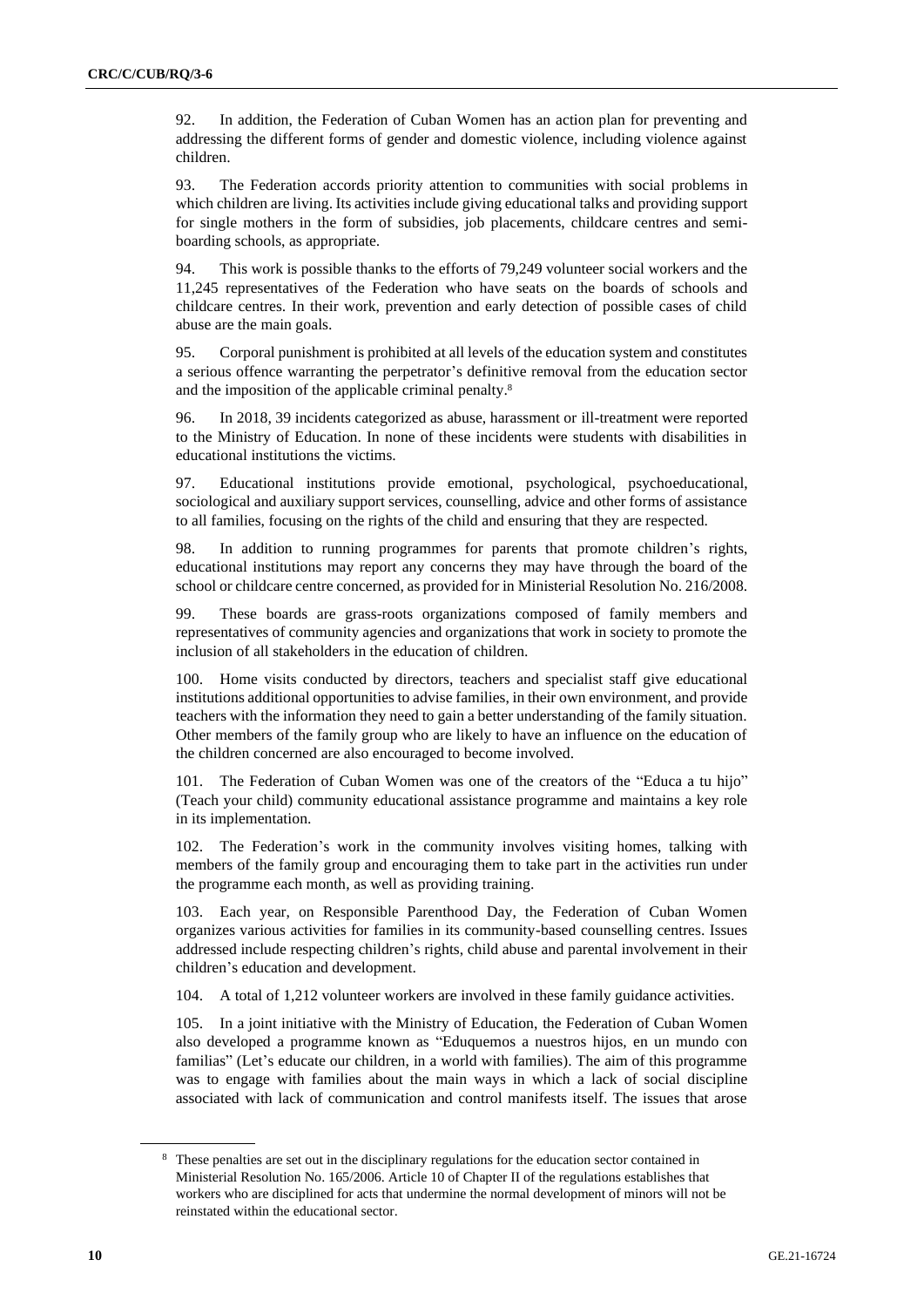92. In addition, the Federation of Cuban Women has an action plan for preventing and addressing the different forms of gender and domestic violence, including violence against children.

93. The Federation accords priority attention to communities with social problems in which children are living. Its activities include giving educational talks and providing support for single mothers in the form of subsidies, job placements, childcare centres and semi-boarding schools, as appropriate.

94. This work is possible thanks to the efforts of 79,249 volunteer social workers and the 11,245 representatives of the Federation who have seats on the boards of schools and childcare centres. In their work, prevention and early detection of possible cases of child abuse are the main goals.

95. Corporal punishment is prohibited at all levels of the education system and constitutes a serious offence warranting the perpetrator's definitive removal from the education sector and the imposition of the applicable criminal penalty.[8]

96. In 2018, 39 incidents categorized as abuse, harassment or ill-treatment were reported to the Ministry of Education. In none of these incidents were students with disabilities in educational institutions the victims.

97. Educational institutions provide emotional, psychological, psychoeducational, sociological and auxiliary support services, counselling, advice and other forms of assistance to all families, focusing on the rights of the child and ensuring that they are respected.

98. In addition to running programmes for parents that promote children's rights, educational institutions may report any concerns they may have through the board of the school or childcare centre concerned, as provided for in Ministerial Resolution No. 216/2008.

99. These boards are grass-roots organizations composed of family members and representatives of community agencies and organizations that work in society to promote the inclusion of all stakeholders in the education of children.

100. Home visits conducted by directors, teachers and specialist staff give educational institutions additional opportunities to advise families, in their own environment, and provide teachers with the information they need to gain a better understanding of the family situation. Other members of the family group who are likely to have an influence on the education of the children concerned are also encouraged to become involved.

101. The Federation of Cuban Women was one of the creators of the "Educa a tu hijo" (Teach your child) community educational assistance programme and maintains a key role in its implementation.

102. The Federation's work in the community involves visiting homes, talking with members of the family group and encouraging them to take part in the activities run under the programme each month, as well as providing training.

103. Each year, on Responsible Parenthood Day, the Federation of Cuban Women organizes various activities for families in its community-based counselling centres. Issues addressed include respecting children's rights, child abuse and parental involvement in their children's education and development.

104. A total of 1,212 volunteer workers are involved in these family guidance activities.

105. In a joint initiative with the Ministry of Education, the Federation of Cuban Women also developed a programme known as "Eduquemos a nuestros hijos, en un mundo con familias" (Let's educate our children, in a world with families). The aim of this programme was to engage with families about the main ways in which a lack of social discipline associated with lack of communication and control manifests itself. The issues that arose

---

[8] These penalties are set out in the disciplinary regulations for the education sector contained in Ministerial Resolution No. 165/2006. Article 10 of Chapter II of the regulations establishes that workers who are disciplined for acts that undermine the normal development of minors will not be reinstated within the educational sector.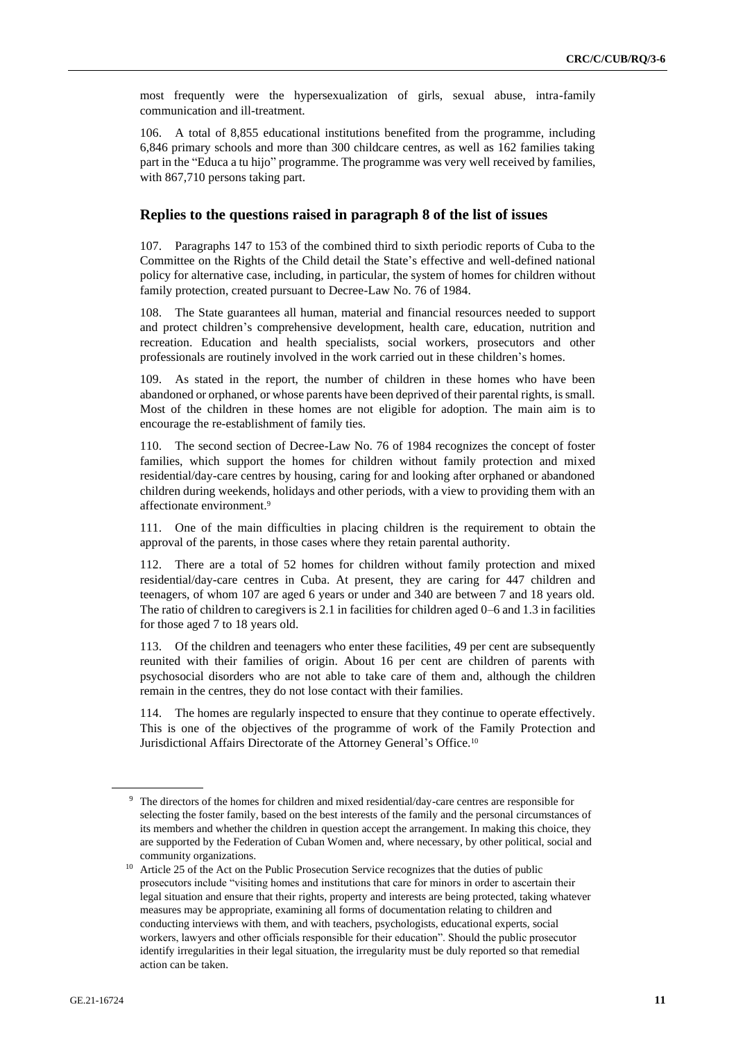most frequently were the hypersexualization of girls, sexual abuse, intra-family communication and ill-treatment.

106. A total of 8,855 educational institutions benefited from the programme, including 6,846 primary schools and more than 300 childcare centres, as well as 162 families taking part in the "Educa a tu hijo" programme. The programme was very well received by families, with 867,710 persons taking part.

## Replies to the questions raised in paragraph 8 of the list of issues

107. Paragraphs 147 to 153 of the combined third to sixth periodic reports of Cuba to the Committee on the Rights of the Child detail the State's effective and well-defined national policy for alternative case, including, in particular, the system of homes for children without family protection, created pursuant to Decree-Law No. 76 of 1984.

108. The State guarantees all human, material and financial resources needed to support and protect children's comprehensive development, health care, education, nutrition and recreation. Education and health specialists, social workers, prosecutors and other professionals are routinely involved in the work carried out in these children's homes.

109. As stated in the report, the number of children in these homes who have been abandoned or orphaned, or whose parents have been deprived of their parental rights, is small. Most of the children in these homes are not eligible for adoption. The main aim is to encourage the re-establishment of family ties.

110. The second section of Decree-Law No. 76 of 1984 recognizes the concept of foster families, which support the homes for children without family protection and mixed residential/day-care centres by housing, caring for and looking after orphaned or abandoned children during weekends, holidays and other periods, with a view to providing them with an affectionate environment.[9]

111. One of the main difficulties in placing children is the requirement to obtain the approval of the parents, in those cases where they retain parental authority.

112. There are a total of 52 homes for children without family protection and mixed residential/day-care centres in Cuba. At present, they are caring for 447 children and teenagers, of whom 107 are aged 6 years or under and 340 are between 7 and 18 years old. The ratio of children to caregivers is 2.1 in facilities for children aged 0–6 and 1.3 in facilities for those aged 7 to 18 years old.

113. Of the children and teenagers who enter these facilities, 49 per cent are subsequently reunited with their families of origin. About 16 per cent are children of parents with psychosocial disorders who are not able to take care of them and, although the children remain in the centres, they do not lose contact with their families.

114. The homes are regularly inspected to ensure that they continue to operate effectively. This is one of the objectives of the programme of work of the Family Protection and Jurisdictional Affairs Directorate of the Attorney General's Office.[10]

---

[9] The directors of the homes for children and mixed residential/day-care centres are responsible for selecting the foster family, based on the best interests of the family and the personal circumstances of its members and whether the children in question accept the arrangement. In making this choice, they are supported by the Federation of Cuban Women and, where necessary, by other political, social and community organizations.

[10] Article 25 of the Act on the Public Prosecution Service recognizes that the duties of public prosecutors include "visiting homes and institutions that care for minors in order to ascertain their legal situation and ensure that their rights, property and interests are being protected, taking whatever measures may be appropriate, examining all forms of documentation relating to children and conducting interviews with them, and with teachers, psychologists, educational experts, social workers, lawyers and other officials responsible for their education". Should the public prosecutor identify irregularities in their legal situation, the irregularity must be duly reported so that remedial action can be taken.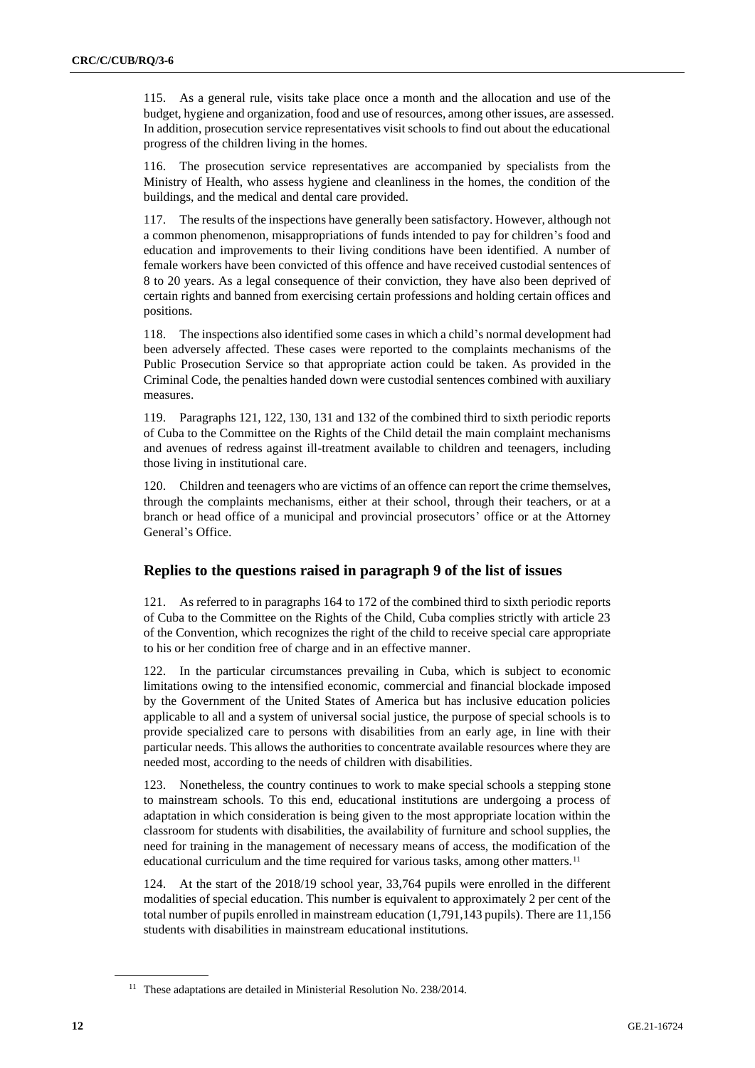115. As a general rule, visits take place once a month and the allocation and use of the budget, hygiene and organization, food and use of resources, among other issues, are assessed. In addition, prosecution service representatives visit schools to find out about the educational progress of the children living in the homes.

116. The prosecution service representatives are accompanied by specialists from the Ministry of Health, who assess hygiene and cleanliness in the homes, the condition of the buildings, and the medical and dental care provided.

117. The results of the inspections have generally been satisfactory. However, although not a common phenomenon, misappropriations of funds intended to pay for children's food and education and improvements to their living conditions have been identified. A number of female workers have been convicted of this offence and have received custodial sentences of 8 to 20 years. As a legal consequence of their conviction, they have also been deprived of certain rights and banned from exercising certain professions and holding certain offices and positions.

118. The inspections also identified some cases in which a child's normal development had been adversely affected. These cases were reported to the complaints mechanisms of the Public Prosecution Service so that appropriate action could be taken. As provided in the Criminal Code, the penalties handed down were custodial sentences combined with auxiliary measures.

119. Paragraphs 121, 122, 130, 131 and 132 of the combined third to sixth periodic reports of Cuba to the Committee on the Rights of the Child detail the main complaint mechanisms and avenues of redress against ill-treatment available to children and teenagers, including those living in institutional care.

120. Children and teenagers who are victims of an offence can report the crime themselves, through the complaints mechanisms, either at their school, through their teachers, or at a branch or head office of a municipal and provincial prosecutors' office or at the Attorney General's Office.

## Replies to the questions raised in paragraph 9 of the list of issues

121. As referred to in paragraphs 164 to 172 of the combined third to sixth periodic reports of Cuba to the Committee on the Rights of the Child, Cuba complies strictly with article 23 of the Convention, which recognizes the right of the child to receive special care appropriate to his or her condition free of charge and in an effective manner.

122. In the particular circumstances prevailing in Cuba, which is subject to economic limitations owing to the intensified economic, commercial and financial blockade imposed by the Government of the United States of America but has inclusive education policies applicable to all and a system of universal social justice, the purpose of special schools is to provide specialized care to persons with disabilities from an early age, in line with their particular needs. This allows the authorities to concentrate available resources where they are needed most, according to the needs of children with disabilities.

123. Nonetheless, the country continues to work to make special schools a stepping stone to mainstream schools. To this end, educational institutions are undergoing a process of adaptation in which consideration is being given to the most appropriate location within the classroom for students with disabilities, the availability of furniture and school supplies, the need for training in the management of necessary means of access, the modification of the educational curriculum and the time required for various tasks, among other matters.[11]

124. At the start of the 2018/19 school year, 33,764 pupils were enrolled in the different modalities of special education. This number is equivalent to approximately 2 per cent of the total number of pupils enrolled in mainstream education (1,791,143 pupils). There are 11,156 students with disabilities in mainstream educational institutions.

[11] These adaptations are detailed in Ministerial Resolution No. 238/2014.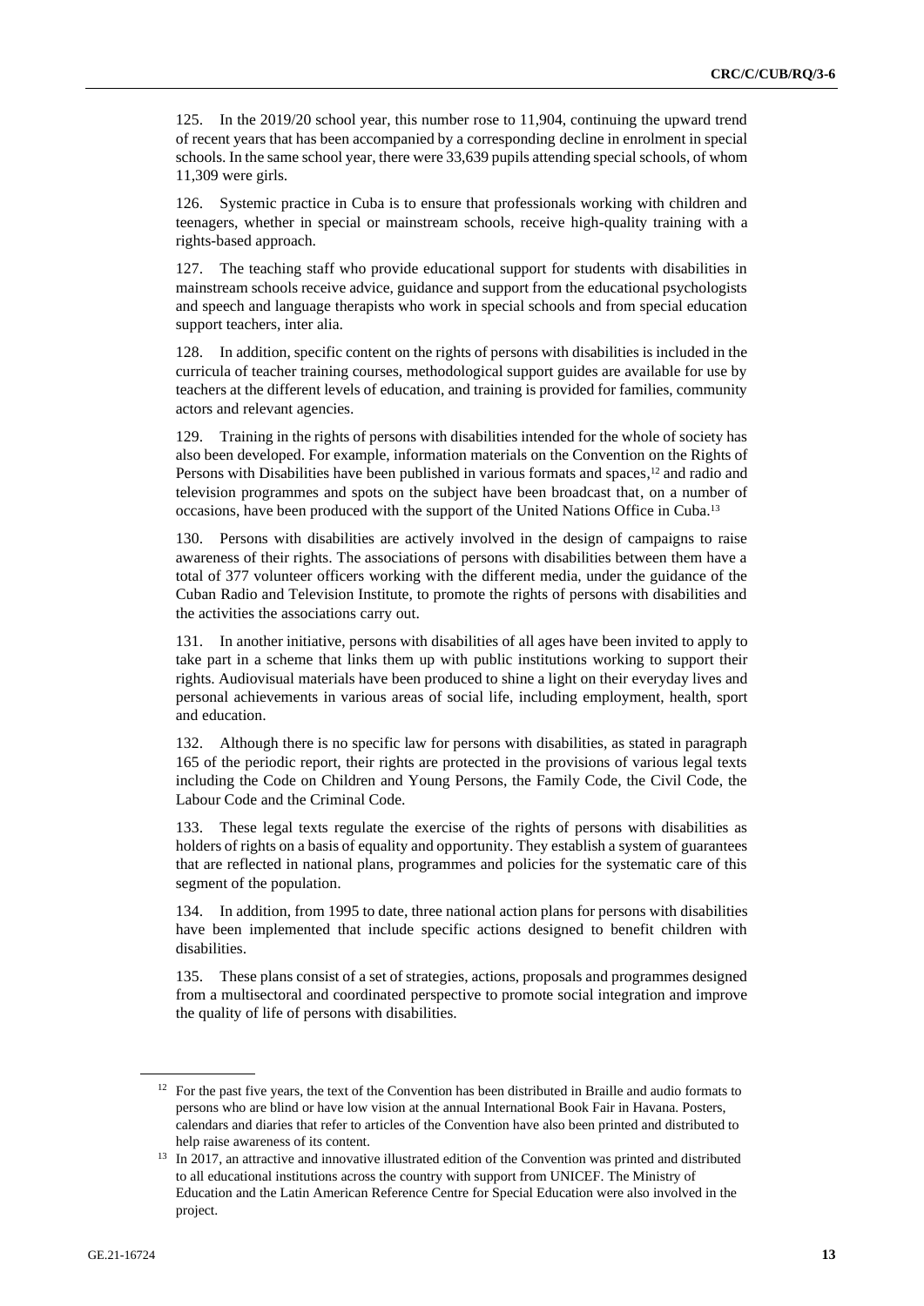125. In the 2019/20 school year, this number rose to 11,904, continuing the upward trend of recent years that has been accompanied by a corresponding decline in enrolment in special schools. In the same school year, there were 33,639 pupils attending special schools, of whom 11,309 were girls.

126. Systemic practice in Cuba is to ensure that professionals working with children and teenagers, whether in special or mainstream schools, receive high-quality training with a rights-based approach.

127. The teaching staff who provide educational support for students with disabilities in mainstream schools receive advice, guidance and support from the educational psychologists and speech and language therapists who work in special schools and from special education support teachers, inter alia.

128. In addition, specific content on the rights of persons with disabilities is included in the curricula of teacher training courses, methodological support guides are available for use by teachers at the different levels of education, and training is provided for families, community actors and relevant agencies.

129. Training in the rights of persons with disabilities intended for the whole of society has also been developed. For example, information materials on the Convention on the Rights of Persons with Disabilities have been published in various formats and spaces,[12] and radio and television programmes and spots on the subject have been broadcast that, on a number of occasions, have been produced with the support of the United Nations Office in Cuba.[13]

130. Persons with disabilities are actively involved in the design of campaigns to raise awareness of their rights. The associations of persons with disabilities between them have a total of 377 volunteer officers working with the different media, under the guidance of the Cuban Radio and Television Institute, to promote the rights of persons with disabilities and the activities the associations carry out.

131. In another initiative, persons with disabilities of all ages have been invited to apply to take part in a scheme that links them up with public institutions working to support their rights. Audiovisual materials have been produced to shine a light on their everyday lives and personal achievements in various areas of social life, including employment, health, sport and education.

132. Although there is no specific law for persons with disabilities, as stated in paragraph 165 of the periodic report, their rights are protected in the provisions of various legal texts including the Code on Children and Young Persons, the Family Code, the Civil Code, the Labour Code and the Criminal Code.

133. These legal texts regulate the exercise of the rights of persons with disabilities as holders of rights on a basis of equality and opportunity. They establish a system of guarantees that are reflected in national plans, programmes and policies for the systematic care of this segment of the population.

134. In addition, from 1995 to date, three national action plans for persons with disabilities have been implemented that include specific actions designed to benefit children with disabilities.

135. These plans consist of a set of strategies, actions, proposals and programmes designed from a multisectoral and coordinated perspective to promote social integration and improve the quality of life of persons with disabilities.

---

[12] For the past five years, the text of the Convention has been distributed in Braille and audio formats to persons who are blind or have low vision at the annual International Book Fair in Havana. Posters, calendars and diaries that refer to articles of the Convention have also been printed and distributed to help raise awareness of its content.

[13] In 2017, an attractive and innovative illustrated edition of the Convention was printed and distributed to all educational institutions across the country with support from UNICEF. The Ministry of Education and the Latin American Reference Centre for Special Education were also involved in the project.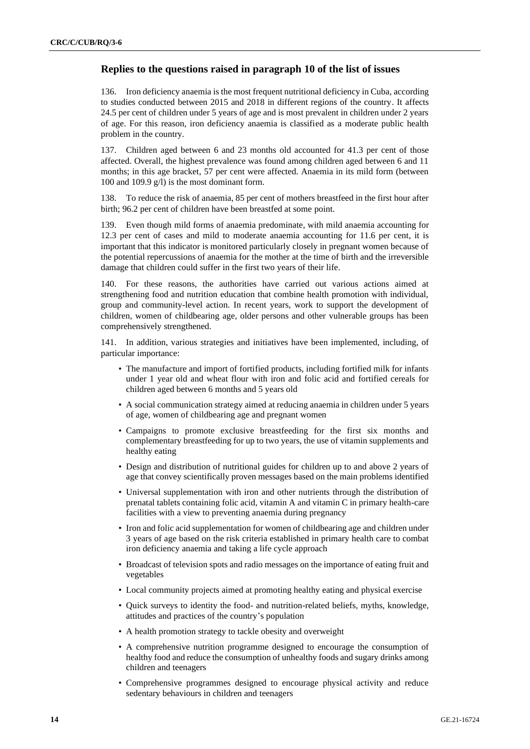## Replies to the questions raised in paragraph 10 of the list of issues

136. Iron deficiency anaemia is the most frequent nutritional deficiency in Cuba, according to studies conducted between 2015 and 2018 in different regions of the country. It affects 24.5 per cent of children under 5 years of age and is most prevalent in children under 2 years of age. For this reason, iron deficiency anaemia is classified as a moderate public health problem in the country.

137. Children aged between 6 and 23 months old accounted for 41.3 per cent of those affected. Overall, the highest prevalence was found among children aged between 6 and 11 months; in this age bracket, 57 per cent were affected. Anaemia in its mild form (between 100 and 109.9 g/l) is the most dominant form.

138. To reduce the risk of anaemia, 85 per cent of mothers breastfeed in the first hour after birth; 96.2 per cent of children have been breastfed at some point.

139. Even though mild forms of anaemia predominate, with mild anaemia accounting for 12.3 per cent of cases and mild to moderate anaemia accounting for 11.6 per cent, it is important that this indicator is monitored particularly closely in pregnant women because of the potential repercussions of anaemia for the mother at the time of birth and the irreversible damage that children could suffer in the first two years of their life.

140. For these reasons, the authorities have carried out various actions aimed at strengthening food and nutrition education that combine health promotion with individual, group and community-level action. In recent years, work to support the development of children, women of childbearing age, older persons and other vulnerable groups has been comprehensively strengthened.

141. In addition, various strategies and initiatives have been implemented, including, of particular importance:

- The manufacture and import of fortified products, including fortified milk for infants under 1 year old and wheat flour with iron and folic acid and fortified cereals for children aged between 6 months and 5 years old
- A social communication strategy aimed at reducing anaemia in children under 5 years of age, women of childbearing age and pregnant women
- Campaigns to promote exclusive breastfeeding for the first six months and complementary breastfeeding for up to two years, the use of vitamin supplements and healthy eating
- Design and distribution of nutritional guides for children up to and above 2 years of age that convey scientifically proven messages based on the main problems identified
- Universal supplementation with iron and other nutrients through the distribution of prenatal tablets containing folic acid, vitamin A and vitamin C in primary health-care facilities with a view to preventing anaemia during pregnancy
- Iron and folic acid supplementation for women of childbearing age and children under 3 years of age based on the risk criteria established in primary health care to combat iron deficiency anaemia and taking a life cycle approach
- Broadcast of television spots and radio messages on the importance of eating fruit and vegetables
- Local community projects aimed at promoting healthy eating and physical exercise
- Quick surveys to identity the food- and nutrition-related beliefs, myths, knowledge, attitudes and practices of the country's population
- A health promotion strategy to tackle obesity and overweight
- A comprehensive nutrition programme designed to encourage the consumption of healthy food and reduce the consumption of unhealthy foods and sugary drinks among children and teenagers
- Comprehensive programmes designed to encourage physical activity and reduce sedentary behaviours in children and teenagers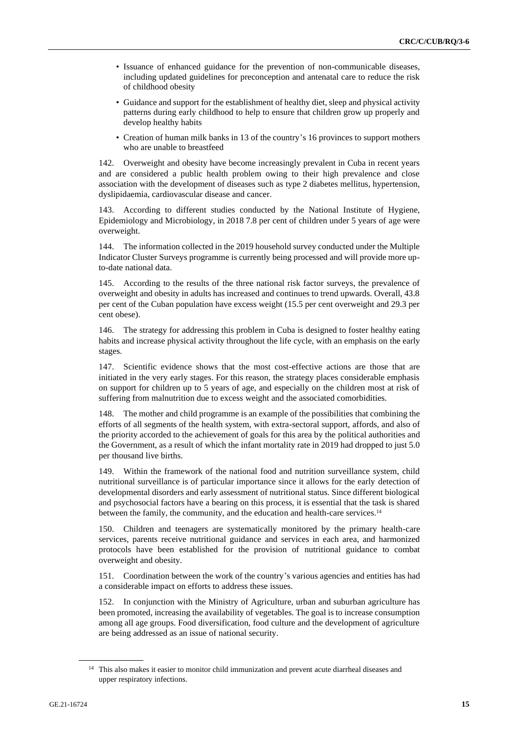- Issuance of enhanced guidance for the prevention of non-communicable diseases, including updated guidelines for preconception and antenatal care to reduce the risk of childhood obesity
- Guidance and support for the establishment of healthy diet, sleep and physical activity patterns during early childhood to help to ensure that children grow up properly and develop healthy habits
- Creation of human milk banks in 13 of the country's 16 provinces to support mothers who are unable to breastfeed

142. Overweight and obesity have become increasingly prevalent in Cuba in recent years and are considered a public health problem owing to their high prevalence and close association with the development of diseases such as type 2 diabetes mellitus, hypertension, dyslipidaemia, cardiovascular disease and cancer.

143. According to different studies conducted by the National Institute of Hygiene, Epidemiology and Microbiology, in 2018 7.8 per cent of children under 5 years of age were overweight.

144. The information collected in the 2019 household survey conducted under the Multiple Indicator Cluster Surveys programme is currently being processed and will provide more up-to-date national data.

145. According to the results of the three national risk factor surveys, the prevalence of overweight and obesity in adults has increased and continues to trend upwards. Overall, 43.8 per cent of the Cuban population have excess weight (15.5 per cent overweight and 29.3 per cent obese).

146. The strategy for addressing this problem in Cuba is designed to foster healthy eating habits and increase physical activity throughout the life cycle, with an emphasis on the early stages.

147. Scientific evidence shows that the most cost-effective actions are those that are initiated in the very early stages. For this reason, the strategy places considerable emphasis on support for children up to 5 years of age, and especially on the children most at risk of suffering from malnutrition due to excess weight and the associated comorbidities.

148. The mother and child programme is an example of the possibilities that combining the efforts of all segments of the health system, with extra-sectoral support, affords, and also of the priority accorded to the achievement of goals for this area by the political authorities and the Government, as a result of which the infant mortality rate in 2019 had dropped to just 5.0 per thousand live births.

149. Within the framework of the national food and nutrition surveillance system, child nutritional surveillance is of particular importance since it allows for the early detection of developmental disorders and early assessment of nutritional status. Since different biological and psychosocial factors have a bearing on this process, it is essential that the task is shared between the family, the community, and the education and health-care services.[14]

150. Children and teenagers are systematically monitored by the primary health-care services, parents receive nutritional guidance and services in each area, and harmonized protocols have been established for the provision of nutritional guidance to combat overweight and obesity.

151. Coordination between the work of the country's various agencies and entities has had a considerable impact on efforts to address these issues.

152. In conjunction with the Ministry of Agriculture, urban and suburban agriculture has been promoted, increasing the availability of vegetables. The goal is to increase consumption among all age groups. Food diversification, food culture and the development of agriculture are being addressed as an issue of national security.

[14] This also makes it easier to monitor child immunization and prevent acute diarrheal diseases and upper respiratory infections.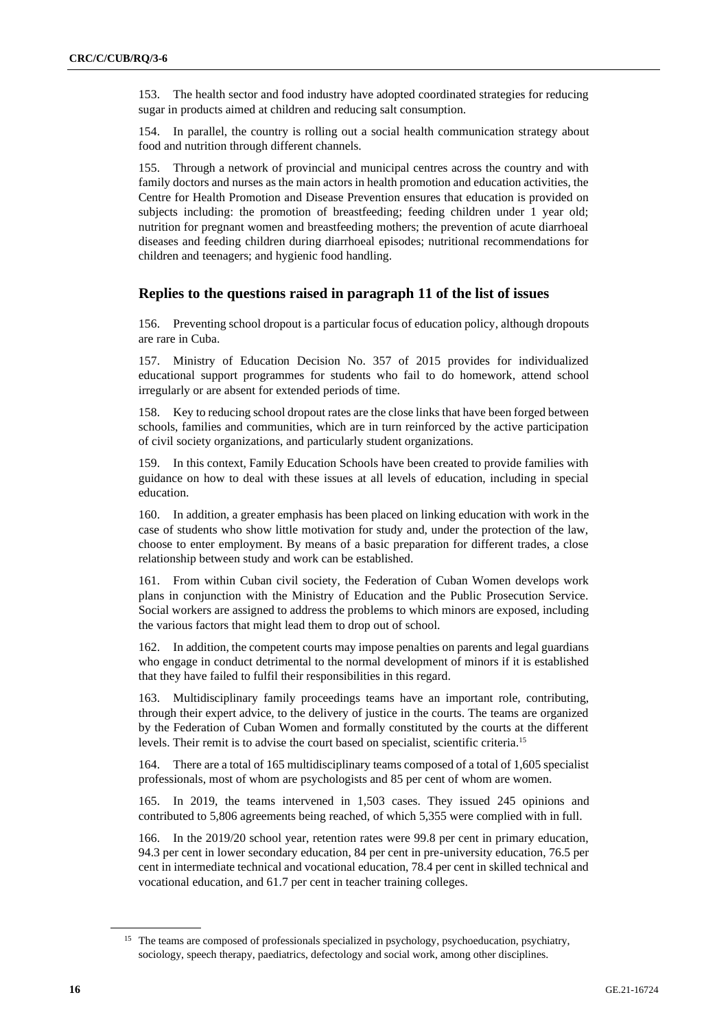153. The health sector and food industry have adopted coordinated strategies for reducing sugar in products aimed at children and reducing salt consumption.

154. In parallel, the country is rolling out a social health communication strategy about food and nutrition through different channels.

155. Through a network of provincial and municipal centres across the country and with family doctors and nurses as the main actors in health promotion and education activities, the Centre for Health Promotion and Disease Prevention ensures that education is provided on subjects including: the promotion of breastfeeding; feeding children under 1 year old; nutrition for pregnant women and breastfeeding mothers; the prevention of acute diarrhoeal diseases and feeding children during diarrhoeal episodes; nutritional recommendations for children and teenagers; and hygienic food handling.

## Replies to the questions raised in paragraph 11 of the list of issues

156. Preventing school dropout is a particular focus of education policy, although dropouts are rare in Cuba.

157. Ministry of Education Decision No. 357 of 2015 provides for individualized educational support programmes for students who fail to do homework, attend school irregularly or are absent for extended periods of time.

158. Key to reducing school dropout rates are the close links that have been forged between schools, families and communities, which are in turn reinforced by the active participation of civil society organizations, and particularly student organizations.

159. In this context, Family Education Schools have been created to provide families with guidance on how to deal with these issues at all levels of education, including in special education.

160. In addition, a greater emphasis has been placed on linking education with work in the case of students who show little motivation for study and, under the protection of the law, choose to enter employment. By means of a basic preparation for different trades, a close relationship between study and work can be established.

161. From within Cuban civil society, the Federation of Cuban Women develops work plans in conjunction with the Ministry of Education and the Public Prosecution Service. Social workers are assigned to address the problems to which minors are exposed, including the various factors that might lead them to drop out of school.

162. In addition, the competent courts may impose penalties on parents and legal guardians who engage in conduct detrimental to the normal development of minors if it is established that they have failed to fulfil their responsibilities in this regard.

163. Multidisciplinary family proceedings teams have an important role, contributing, through their expert advice, to the delivery of justice in the courts. The teams are organized by the Federation of Cuban Women and formally constituted by the courts at the different levels. Their remit is to advise the court based on specialist, scientific criteria.[15]

164. There are a total of 165 multidisciplinary teams composed of a total of 1,605 specialist professionals, most of whom are psychologists and 85 per cent of whom are women.

165. In 2019, the teams intervened in 1,503 cases. They issued 245 opinions and contributed to 5,806 agreements being reached, of which 5,355 were complied with in full.

166. In the 2019/20 school year, retention rates were 99.8 per cent in primary education, 94.3 per cent in lower secondary education, 84 per cent in pre-university education, 76.5 per cent in intermediate technical and vocational education, 78.4 per cent in skilled technical and vocational education, and 61.7 per cent in teacher training colleges.

[15] The teams are composed of professionals specialized in psychology, psychoeducation, psychiatry, sociology, speech therapy, paediatrics, defectology and social work, among other disciplines.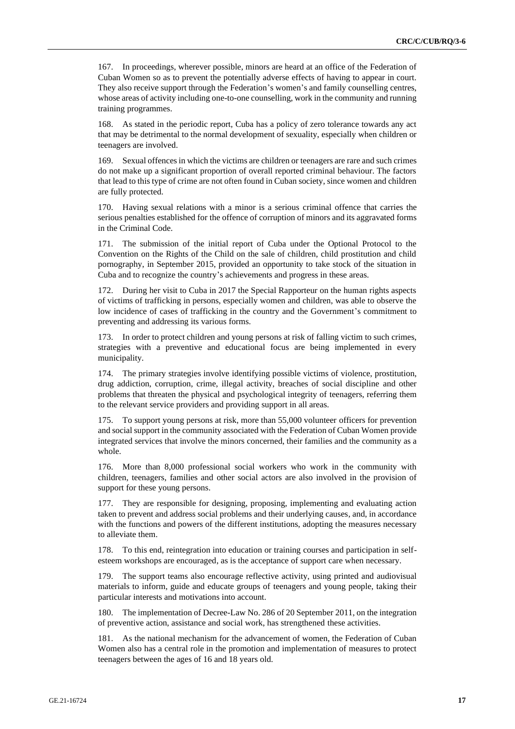167. In proceedings, wherever possible, minors are heard at an office of the Federation of Cuban Women so as to prevent the potentially adverse effects of having to appear in court. They also receive support through the Federation's women's and family counselling centres, whose areas of activity including one-to-one counselling, work in the community and running training programmes.

168. As stated in the periodic report, Cuba has a policy of zero tolerance towards any act that may be detrimental to the normal development of sexuality, especially when children or teenagers are involved.

169. Sexual offences in which the victims are children or teenagers are rare and such crimes do not make up a significant proportion of overall reported criminal behaviour. The factors that lead to this type of crime are not often found in Cuban society, since women and children are fully protected.

170. Having sexual relations with a minor is a serious criminal offence that carries the serious penalties established for the offence of corruption of minors and its aggravated forms in the Criminal Code.

171. The submission of the initial report of Cuba under the Optional Protocol to the Convention on the Rights of the Child on the sale of children, child prostitution and child pornography, in September 2015, provided an opportunity to take stock of the situation in Cuba and to recognize the country's achievements and progress in these areas.

172. During her visit to Cuba in 2017 the Special Rapporteur on the human rights aspects of victims of trafficking in persons, especially women and children, was able to observe the low incidence of cases of trafficking in the country and the Government's commitment to preventing and addressing its various forms.

173. In order to protect children and young persons at risk of falling victim to such crimes, strategies with a preventive and educational focus are being implemented in every municipality.

174. The primary strategies involve identifying possible victims of violence, prostitution, drug addiction, corruption, crime, illegal activity, breaches of social discipline and other problems that threaten the physical and psychological integrity of teenagers, referring them to the relevant service providers and providing support in all areas.

175. To support young persons at risk, more than 55,000 volunteer officers for prevention and social support in the community associated with the Federation of Cuban Women provide integrated services that involve the minors concerned, their families and the community as a whole.

176. More than 8,000 professional social workers who work in the community with children, teenagers, families and other social actors are also involved in the provision of support for these young persons.

177. They are responsible for designing, proposing, implementing and evaluating action taken to prevent and address social problems and their underlying causes, and, in accordance with the functions and powers of the different institutions, adopting the measures necessary to alleviate them.

178. To this end, reintegration into education or training courses and participation in self-esteem workshops are encouraged, as is the acceptance of support care when necessary.

179. The support teams also encourage reflective activity, using printed and audiovisual materials to inform, guide and educate groups of teenagers and young people, taking their particular interests and motivations into account.

180. The implementation of Decree-Law No. 286 of 20 September 2011, on the integration of preventive action, assistance and social work, has strengthened these activities.

181. As the national mechanism for the advancement of women, the Federation of Cuban Women also has a central role in the promotion and implementation of measures to protect teenagers between the ages of 16 and 18 years old.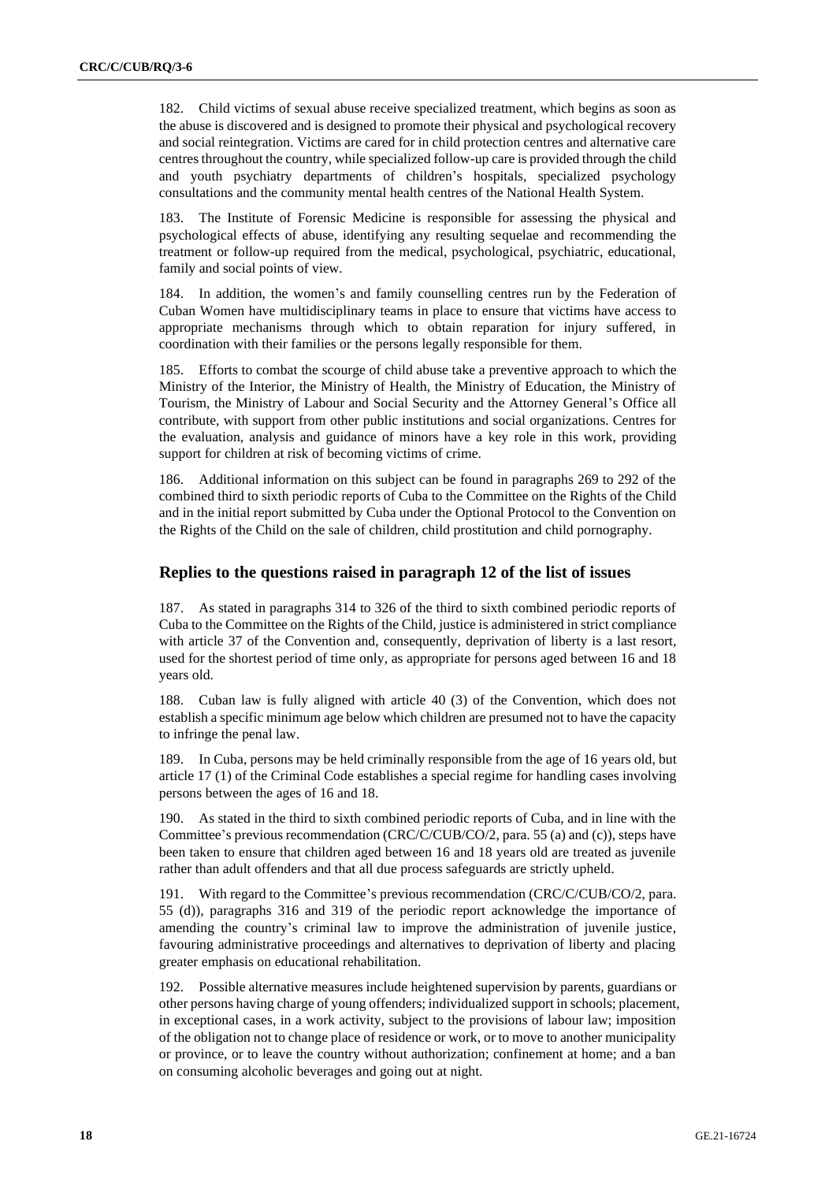182. Child victims of sexual abuse receive specialized treatment, which begins as soon as the abuse is discovered and is designed to promote their physical and psychological recovery and social reintegration. Victims are cared for in child protection centres and alternative care centres throughout the country, while specialized follow-up care is provided through the child and youth psychiatry departments of children's hospitals, specialized psychology consultations and the community mental health centres of the National Health System.

183. The Institute of Forensic Medicine is responsible for assessing the physical and psychological effects of abuse, identifying any resulting sequelae and recommending the treatment or follow-up required from the medical, psychological, psychiatric, educational, family and social points of view.

184. In addition, the women's and family counselling centres run by the Federation of Cuban Women have multidisciplinary teams in place to ensure that victims have access to appropriate mechanisms through which to obtain reparation for injury suffered, in coordination with their families or the persons legally responsible for them.

185. Efforts to combat the scourge of child abuse take a preventive approach to which the Ministry of the Interior, the Ministry of Health, the Ministry of Education, the Ministry of Tourism, the Ministry of Labour and Social Security and the Attorney General's Office all contribute, with support from other public institutions and social organizations. Centres for the evaluation, analysis and guidance of minors have a key role in this work, providing support for children at risk of becoming victims of crime.

186. Additional information on this subject can be found in paragraphs 269 to 292 of the combined third to sixth periodic reports of Cuba to the Committee on the Rights of the Child and in the initial report submitted by Cuba under the Optional Protocol to the Convention on the Rights of the Child on the sale of children, child prostitution and child pornography.

## Replies to the questions raised in paragraph 12 of the list of issues

187. As stated in paragraphs 314 to 326 of the third to sixth combined periodic reports of Cuba to the Committee on the Rights of the Child, justice is administered in strict compliance with article 37 of the Convention and, consequently, deprivation of liberty is a last resort, used for the shortest period of time only, as appropriate for persons aged between 16 and 18 years old.

188. Cuban law is fully aligned with article 40 (3) of the Convention, which does not establish a specific minimum age below which children are presumed not to have the capacity to infringe the penal law.

189. In Cuba, persons may be held criminally responsible from the age of 16 years old, but article 17 (1) of the Criminal Code establishes a special regime for handling cases involving persons between the ages of 16 and 18.

190. As stated in the third to sixth combined periodic reports of Cuba, and in line with the Committee's previous recommendation (CRC/C/CUB/CO/2, para. 55 (a) and (c)), steps have been taken to ensure that children aged between 16 and 18 years old are treated as juvenile rather than adult offenders and that all due process safeguards are strictly upheld.

191. With regard to the Committee's previous recommendation (CRC/C/CUB/CO/2, para. 55 (d)), paragraphs 316 and 319 of the periodic report acknowledge the importance of amending the country's criminal law to improve the administration of juvenile justice, favouring administrative proceedings and alternatives to deprivation of liberty and placing greater emphasis on educational rehabilitation.

192. Possible alternative measures include heightened supervision by parents, guardians or other persons having charge of young offenders; individualized support in schools; placement, in exceptional cases, in a work activity, subject to the provisions of labour law; imposition of the obligation not to change place of residence or work, or to move to another municipality or province, or to leave the country without authorization; confinement at home; and a ban on consuming alcoholic beverages and going out at night.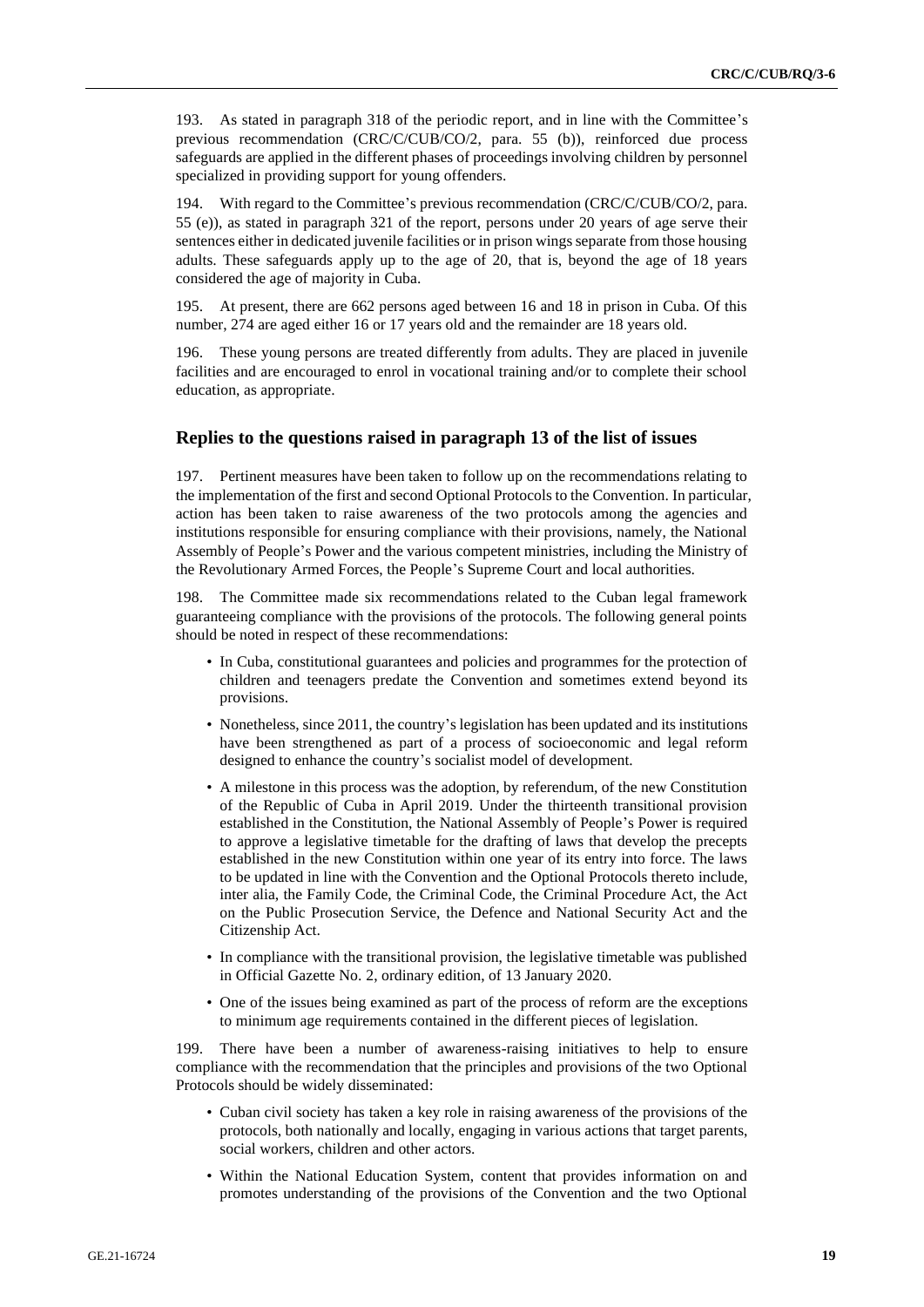193. As stated in paragraph 318 of the periodic report, and in line with the Committee's previous recommendation (CRC/C/CUB/CO/2, para. 55 (b)), reinforced due process safeguards are applied in the different phases of proceedings involving children by personnel specialized in providing support for young offenders.

194. With regard to the Committee's previous recommendation (CRC/C/CUB/CO/2, para. 55 (e)), as stated in paragraph 321 of the report, persons under 20 years of age serve their sentences either in dedicated juvenile facilities or in prison wings separate from those housing adults. These safeguards apply up to the age of 20, that is, beyond the age of 18 years considered the age of majority in Cuba.

195. At present, there are 662 persons aged between 16 and 18 in prison in Cuba. Of this number, 274 are aged either 16 or 17 years old and the remainder are 18 years old.

196. These young persons are treated differently from adults. They are placed in juvenile facilities and are encouraged to enrol in vocational training and/or to complete their school education, as appropriate.

## Replies to the questions raised in paragraph 13 of the list of issues

197. Pertinent measures have been taken to follow up on the recommendations relating to the implementation of the first and second Optional Protocols to the Convention. In particular, action has been taken to raise awareness of the two protocols among the agencies and institutions responsible for ensuring compliance with their provisions, namely, the National Assembly of People's Power and the various competent ministries, including the Ministry of the Revolutionary Armed Forces, the People's Supreme Court and local authorities.

198. The Committee made six recommendations related to the Cuban legal framework guaranteeing compliance with the provisions of the protocols. The following general points should be noted in respect of these recommendations:

- In Cuba, constitutional guarantees and policies and programmes for the protection of children and teenagers predate the Convention and sometimes extend beyond its provisions.
- Nonetheless, since 2011, the country's legislation has been updated and its institutions have been strengthened as part of a process of socioeconomic and legal reform designed to enhance the country's socialist model of development.
- A milestone in this process was the adoption, by referendum, of the new Constitution of the Republic of Cuba in April 2019. Under the thirteenth transitional provision established in the Constitution, the National Assembly of People's Power is required to approve a legislative timetable for the drafting of laws that develop the precepts established in the new Constitution within one year of its entry into force. The laws to be updated in line with the Convention and the Optional Protocols thereto include, inter alia, the Family Code, the Criminal Code, the Criminal Procedure Act, the Act on the Public Prosecution Service, the Defence and National Security Act and the Citizenship Act.
- In compliance with the transitional provision, the legislative timetable was published in Official Gazette No. 2, ordinary edition, of 13 January 2020.
- One of the issues being examined as part of the process of reform are the exceptions to minimum age requirements contained in the different pieces of legislation.

199. There have been a number of awareness-raising initiatives to help to ensure compliance with the recommendation that the principles and provisions of the two Optional Protocols should be widely disseminated:

- Cuban civil society has taken a key role in raising awareness of the provisions of the protocols, both nationally and locally, engaging in various actions that target parents, social workers, children and other actors.
- Within the National Education System, content that provides information on and promotes understanding of the provisions of the Convention and the two Optional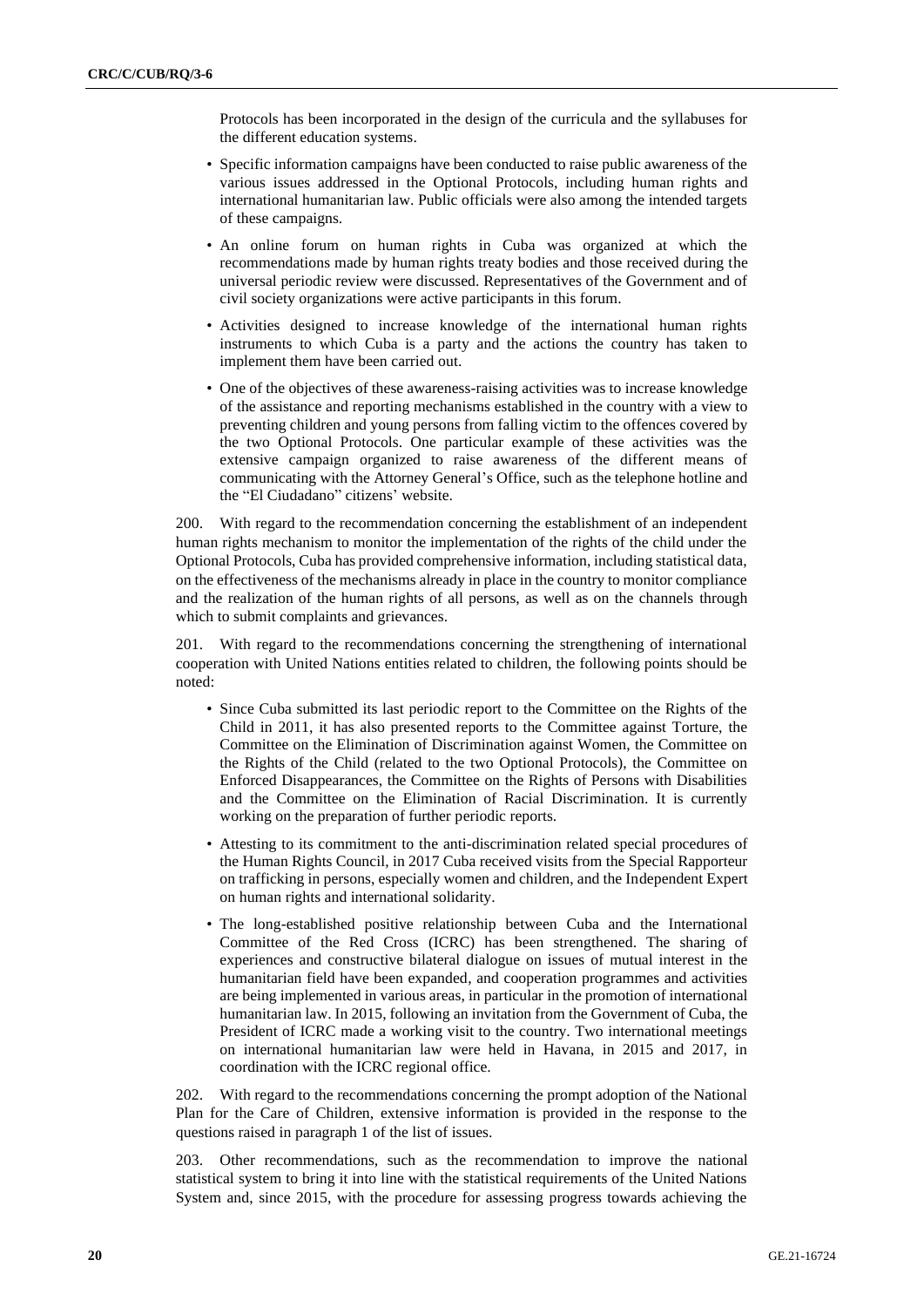Protocols has been incorporated in the design of the curricula and the syllabuses for the different education systems.

- Specific information campaigns have been conducted to raise public awareness of the various issues addressed in the Optional Protocols, including human rights and international humanitarian law. Public officials were also among the intended targets of these campaigns.
- An online forum on human rights in Cuba was organized at which the recommendations made by human rights treaty bodies and those received during the universal periodic review were discussed. Representatives of the Government and of civil society organizations were active participants in this forum.
- Activities designed to increase knowledge of the international human rights instruments to which Cuba is a party and the actions the country has taken to implement them have been carried out.
- One of the objectives of these awareness-raising activities was to increase knowledge of the assistance and reporting mechanisms established in the country with a view to preventing children and young persons from falling victim to the offences covered by the two Optional Protocols. One particular example of these activities was the extensive campaign organized to raise awareness of the different means of communicating with the Attorney General's Office, such as the telephone hotline and the "El Ciudadano" citizens' website.

200. With regard to the recommendation concerning the establishment of an independent human rights mechanism to monitor the implementation of the rights of the child under the Optional Protocols, Cuba has provided comprehensive information, including statistical data, on the effectiveness of the mechanisms already in place in the country to monitor compliance and the realization of the human rights of all persons, as well as on the channels through which to submit complaints and grievances.

201. With regard to the recommendations concerning the strengthening of international cooperation with United Nations entities related to children, the following points should be noted:

- Since Cuba submitted its last periodic report to the Committee on the Rights of the Child in 2011, it has also presented reports to the Committee against Torture, the Committee on the Elimination of Discrimination against Women, the Committee on the Rights of the Child (related to the two Optional Protocols), the Committee on Enforced Disappearances, the Committee on the Rights of Persons with Disabilities and the Committee on the Elimination of Racial Discrimination. It is currently working on the preparation of further periodic reports.
- Attesting to its commitment to the anti-discrimination related special procedures of the Human Rights Council, in 2017 Cuba received visits from the Special Rapporteur on trafficking in persons, especially women and children, and the Independent Expert on human rights and international solidarity.
- The long-established positive relationship between Cuba and the International Committee of the Red Cross (ICRC) has been strengthened. The sharing of experiences and constructive bilateral dialogue on issues of mutual interest in the humanitarian field have been expanded, and cooperation programmes and activities are being implemented in various areas, in particular in the promotion of international humanitarian law. In 2015, following an invitation from the Government of Cuba, the President of ICRC made a working visit to the country. Two international meetings on international humanitarian law were held in Havana, in 2015 and 2017, in coordination with the ICRC regional office.

202. With regard to the recommendations concerning the prompt adoption of the National Plan for the Care of Children, extensive information is provided in the response to the questions raised in paragraph 1 of the list of issues.

203. Other recommendations, such as the recommendation to improve the national statistical system to bring it into line with the statistical requirements of the United Nations System and, since 2015, with the procedure for assessing progress towards achieving the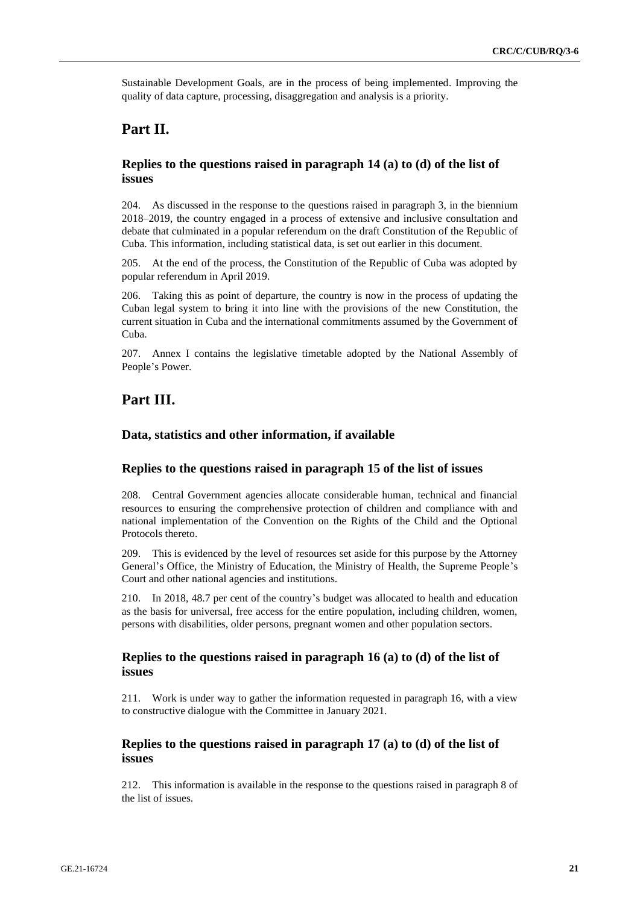Sustainable Development Goals, are in the process of being implemented. Improving the quality of data capture, processing, disaggregation and analysis is a priority.

# Part II.

## Replies to the questions raised in paragraph 14 (a) to (d) of the list of issues

204. As discussed in the response to the questions raised in paragraph 3, in the biennium 2018–2019, the country engaged in a process of extensive and inclusive consultation and debate that culminated in a popular referendum on the draft Constitution of the Republic of Cuba. This information, including statistical data, is set out earlier in this document.

205. At the end of the process, the Constitution of the Republic of Cuba was adopted by popular referendum in April 2019.

206. Taking this as point of departure, the country is now in the process of updating the Cuban legal system to bring it into line with the provisions of the new Constitution, the current situation in Cuba and the international commitments assumed by the Government of Cuba.

207. Annex I contains the legislative timetable adopted by the National Assembly of People's Power.

# Part III.

## Data, statistics and other information, if available

## Replies to the questions raised in paragraph 15 of the list of issues

208. Central Government agencies allocate considerable human, technical and financial resources to ensuring the comprehensive protection of children and compliance with and national implementation of the Convention on the Rights of the Child and the Optional Protocols thereto.

209. This is evidenced by the level of resources set aside for this purpose by the Attorney General's Office, the Ministry of Education, the Ministry of Health, the Supreme People's Court and other national agencies and institutions.

210. In 2018, 48.7 per cent of the country's budget was allocated to health and education as the basis for universal, free access for the entire population, including children, women, persons with disabilities, older persons, pregnant women and other population sectors.

## Replies to the questions raised in paragraph 16 (a) to (d) of the list of issues

211. Work is under way to gather the information requested in paragraph 16, with a view to constructive dialogue with the Committee in January 2021.

## Replies to the questions raised in paragraph 17 (a) to (d) of the list of issues

212. This information is available in the response to the questions raised in paragraph 8 of the list of issues.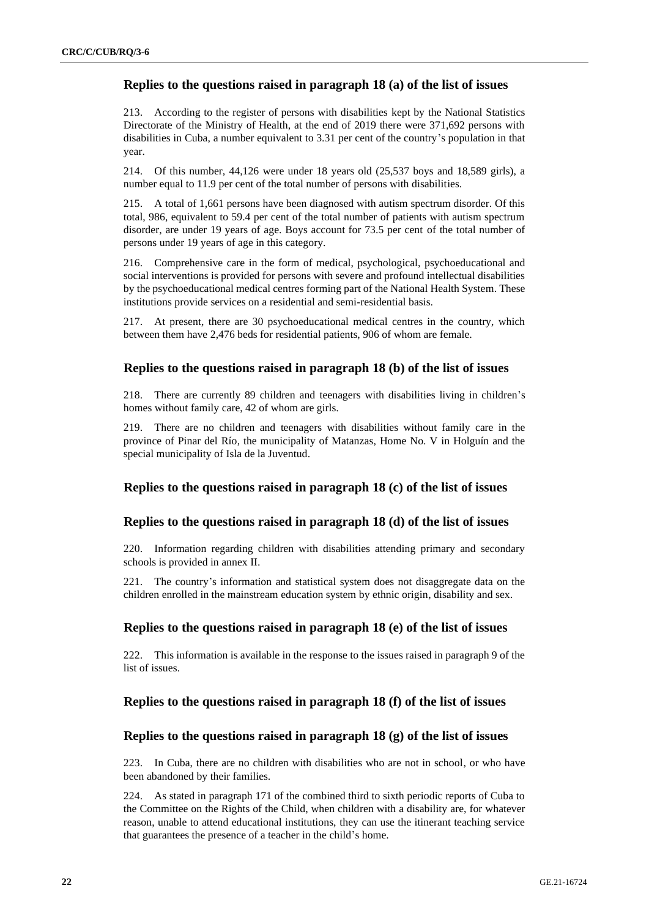### Replies to the questions raised in paragraph 18 (a) of the list of issues

213. According to the register of persons with disabilities kept by the National Statistics Directorate of the Ministry of Health, at the end of 2019 there were 371,692 persons with disabilities in Cuba, a number equivalent to 3.31 per cent of the country's population in that year.

214. Of this number, 44,126 were under 18 years old (25,537 boys and 18,589 girls), a number equal to 11.9 per cent of the total number of persons with disabilities.

215. A total of 1,661 persons have been diagnosed with autism spectrum disorder. Of this total, 986, equivalent to 59.4 per cent of the total number of patients with autism spectrum disorder, are under 19 years of age. Boys account for 73.5 per cent of the total number of persons under 19 years of age in this category.

216. Comprehensive care in the form of medical, psychological, psychoeducational and social interventions is provided for persons with severe and profound intellectual disabilities by the psychoeducational medical centres forming part of the National Health System. These institutions provide services on a residential and semi-residential basis.

217. At present, there are 30 psychoeducational medical centres in the country, which between them have 2,476 beds for residential patients, 906 of whom are female.

### Replies to the questions raised in paragraph 18 (b) of the list of issues

218. There are currently 89 children and teenagers with disabilities living in children's homes without family care, 42 of whom are girls.

219. There are no children and teenagers with disabilities without family care in the province of Pinar del Río, the municipality of Matanzas, Home No. V in Holguín and the special municipality of Isla de la Juventud.

### Replies to the questions raised in paragraph 18 (c) of the list of issues

### Replies to the questions raised in paragraph 18 (d) of the list of issues

220. Information regarding children with disabilities attending primary and secondary schools is provided in annex II.

221. The country's information and statistical system does not disaggregate data on the children enrolled in the mainstream education system by ethnic origin, disability and sex.

### Replies to the questions raised in paragraph 18 (e) of the list of issues

222. This information is available in the response to the issues raised in paragraph 9 of the list of issues.

### Replies to the questions raised in paragraph 18 (f) of the list of issues

### Replies to the questions raised in paragraph 18 (g) of the list of issues

223. In Cuba, there are no children with disabilities who are not in school, or who have been abandoned by their families.

224. As stated in paragraph 171 of the combined third to sixth periodic reports of Cuba to the Committee on the Rights of the Child, when children with a disability are, for whatever reason, unable to attend educational institutions, they can use the itinerant teaching service that guarantees the presence of a teacher in the child's home.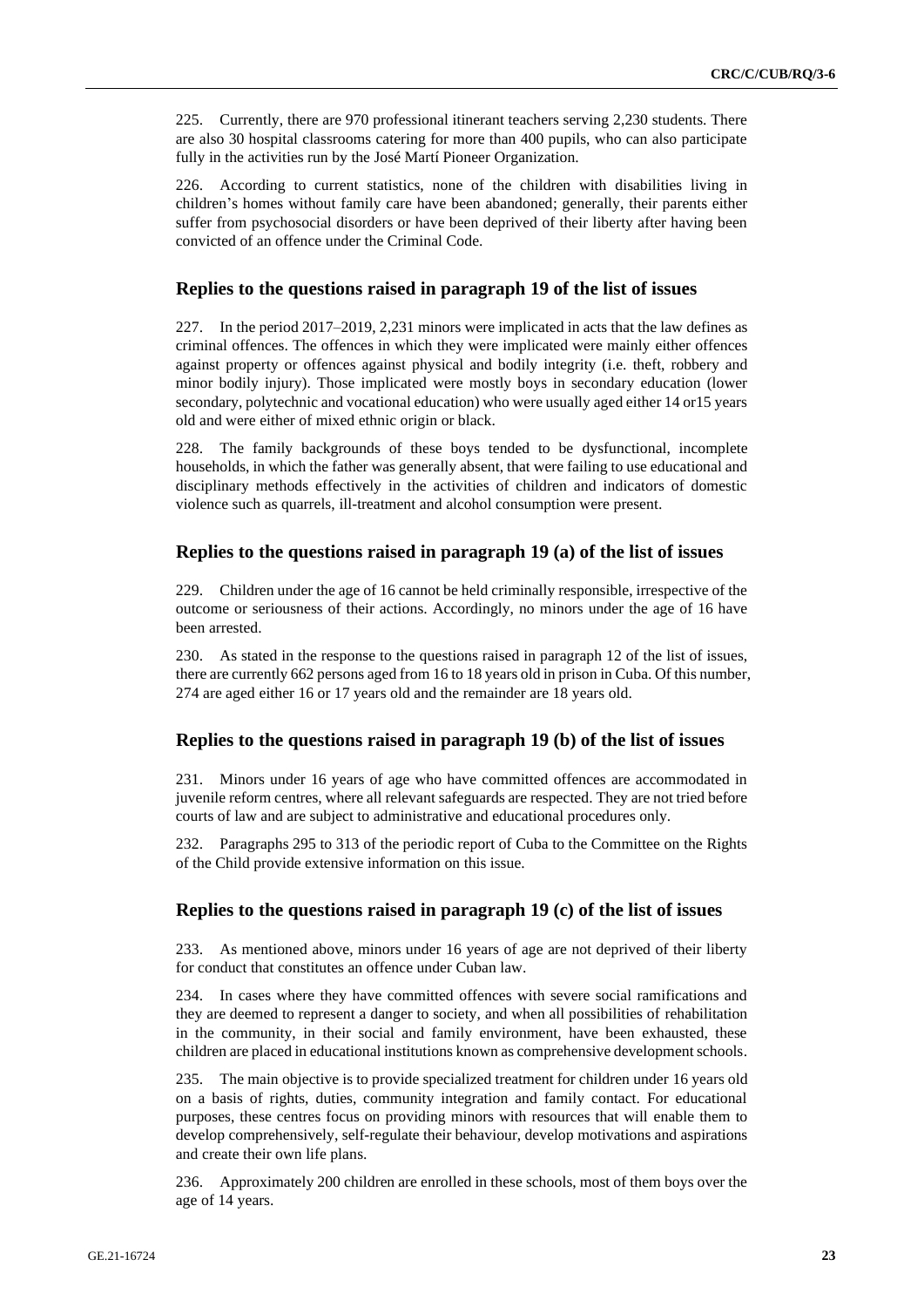225. Currently, there are 970 professional itinerant teachers serving 2,230 students. There are also 30 hospital classrooms catering for more than 400 pupils, who can also participate fully in the activities run by the José Martí Pioneer Organization.

226. According to current statistics, none of the children with disabilities living in children's homes without family care have been abandoned; generally, their parents either suffer from psychosocial disorders or have been deprived of their liberty after having been convicted of an offence under the Criminal Code.

## Replies to the questions raised in paragraph 19 of the list of issues

227. In the period 2017–2019, 2,231 minors were implicated in acts that the law defines as criminal offences. The offences in which they were implicated were mainly either offences against property or offences against physical and bodily integrity (i.e. theft, robbery and minor bodily injury). Those implicated were mostly boys in secondary education (lower secondary, polytechnic and vocational education) who were usually aged either 14 or15 years old and were either of mixed ethnic origin or black.

228. The family backgrounds of these boys tended to be dysfunctional, incomplete households, in which the father was generally absent, that were failing to use educational and disciplinary methods effectively in the activities of children and indicators of domestic violence such as quarrels, ill-treatment and alcohol consumption were present.

## Replies to the questions raised in paragraph 19 (a) of the list of issues

229. Children under the age of 16 cannot be held criminally responsible, irrespective of the outcome or seriousness of their actions. Accordingly, no minors under the age of 16 have been arrested.

230. As stated in the response to the questions raised in paragraph 12 of the list of issues, there are currently 662 persons aged from 16 to 18 years old in prison in Cuba. Of this number, 274 are aged either 16 or 17 years old and the remainder are 18 years old.

## Replies to the questions raised in paragraph 19 (b) of the list of issues

231. Minors under 16 years of age who have committed offences are accommodated in juvenile reform centres, where all relevant safeguards are respected. They are not tried before courts of law and are subject to administrative and educational procedures only.

232. Paragraphs 295 to 313 of the periodic report of Cuba to the Committee on the Rights of the Child provide extensive information on this issue.

## Replies to the questions raised in paragraph 19 (c) of the list of issues

233. As mentioned above, minors under 16 years of age are not deprived of their liberty for conduct that constitutes an offence under Cuban law.

234. In cases where they have committed offences with severe social ramifications and they are deemed to represent a danger to society, and when all possibilities of rehabilitation in the community, in their social and family environment, have been exhausted, these children are placed in educational institutions known as comprehensive development schools.

235. The main objective is to provide specialized treatment for children under 16 years old on a basis of rights, duties, community integration and family contact. For educational purposes, these centres focus on providing minors with resources that will enable them to develop comprehensively, self-regulate their behaviour, develop motivations and aspirations and create their own life plans.

236. Approximately 200 children are enrolled in these schools, most of them boys over the age of 14 years.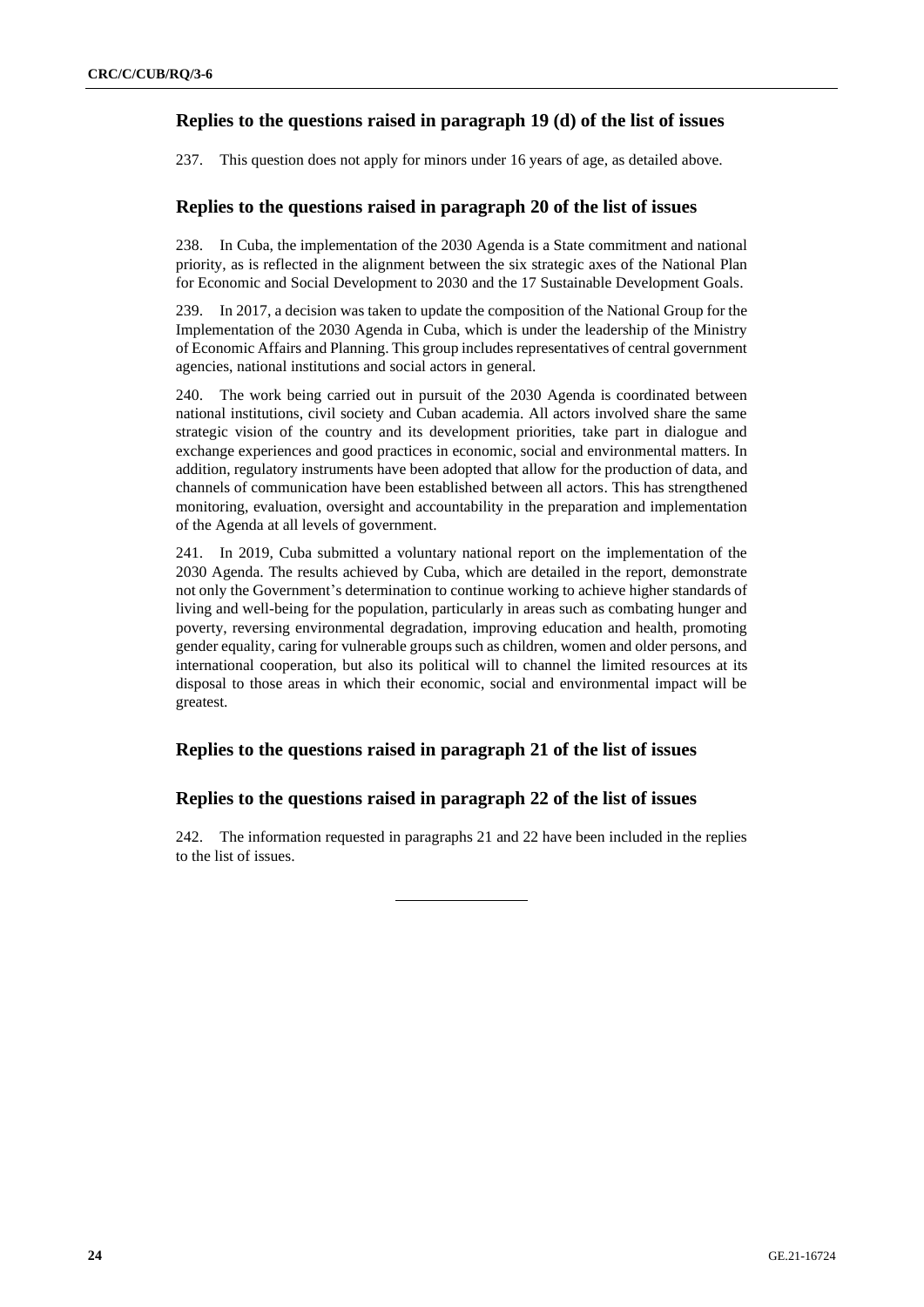## Replies to the questions raised in paragraph 19 (d) of the list of issues

237. This question does not apply for minors under 16 years of age, as detailed above.

## Replies to the questions raised in paragraph 20 of the list of issues

238. In Cuba, the implementation of the 2030 Agenda is a State commitment and national priority, as is reflected in the alignment between the six strategic axes of the National Plan for Economic and Social Development to 2030 and the 17 Sustainable Development Goals.

239. In 2017, a decision was taken to update the composition of the National Group for the Implementation of the 2030 Agenda in Cuba, which is under the leadership of the Ministry of Economic Affairs and Planning. This group includes representatives of central government agencies, national institutions and social actors in general.

240. The work being carried out in pursuit of the 2030 Agenda is coordinated between national institutions, civil society and Cuban academia. All actors involved share the same strategic vision of the country and its development priorities, take part in dialogue and exchange experiences and good practices in economic, social and environmental matters. In addition, regulatory instruments have been adopted that allow for the production of data, and channels of communication have been established between all actors. This has strengthened monitoring, evaluation, oversight and accountability in the preparation and implementation of the Agenda at all levels of government.

241. In 2019, Cuba submitted a voluntary national report on the implementation of the 2030 Agenda. The results achieved by Cuba, which are detailed in the report, demonstrate not only the Government's determination to continue working to achieve higher standards of living and well-being for the population, particularly in areas such as combating hunger and poverty, reversing environmental degradation, improving education and health, promoting gender equality, caring for vulnerable groups such as children, women and older persons, and international cooperation, but also its political will to channel the limited resources at its disposal to those areas in which their economic, social and environmental impact will be greatest.

## Replies to the questions raised in paragraph 21 of the list of issues

## Replies to the questions raised in paragraph 22 of the list of issues

242. The information requested in paragraphs 21 and 22 have been included in the replies to the list of issues.